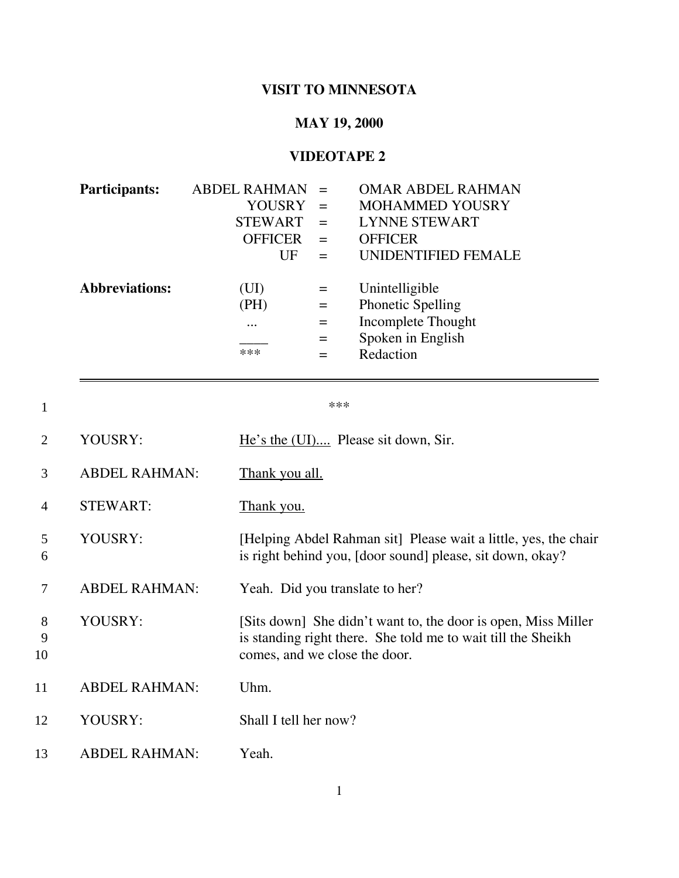**VISIT TO MINNESOTA**

**MAY 19, 2000**

**VIDEOTAPE 2**

| **Participants:** | ABDEL RAHMAN | = | OMAR ABDEL RAHMAN |
|---|---|---|---|
| | YOUSRY | = | MOHAMMED YOUSRY |
| | STEWART | = | LYNNE STEWART |
| | OFFICER | = | OFFICER |
| | UF | = | UNIDENTIFIED FEMALE |
| **Abbreviations:** | (UI) | = | Unintelligible |
| | (PH) | = | Phonetic Spelling |
| | ... | = | Incomplete Thought |
| | ____ | = | Spoken in English |
| | *** | = | Redaction |

---

| Line | Speaker | Text |
|---|---|---|
| 1 | | *** |
| 2 | YOUSRY: | <u>He's the (UI)....</u> Please sit down, Sir. |
| 3 | ABDEL RAHMAN: | <u>Thank you all.</u> |
| 4 | STEWART: | <u>Thank you.</u> |
| 5–6 | YOUSRY: | [Helping Abdel Rahman sit] Please wait a little, yes, the chair is right behind you, [door sound] please, sit down, okay? |
| 7 | ABDEL RAHMAN: | Yeah. Did you translate to her? |
| 8–10 | YOUSRY: | [Sits down] She didn't want to, the door is open, Miss Miller is standing right there. She told me to wait till the Sheikh comes, and we close the door. |
| 11 | ABDEL RAHMAN: | Uhm. |
| 12 | YOUSRY: | Shall I tell her now? |
| 13 | ABDEL RAHMAN: | Yeah. |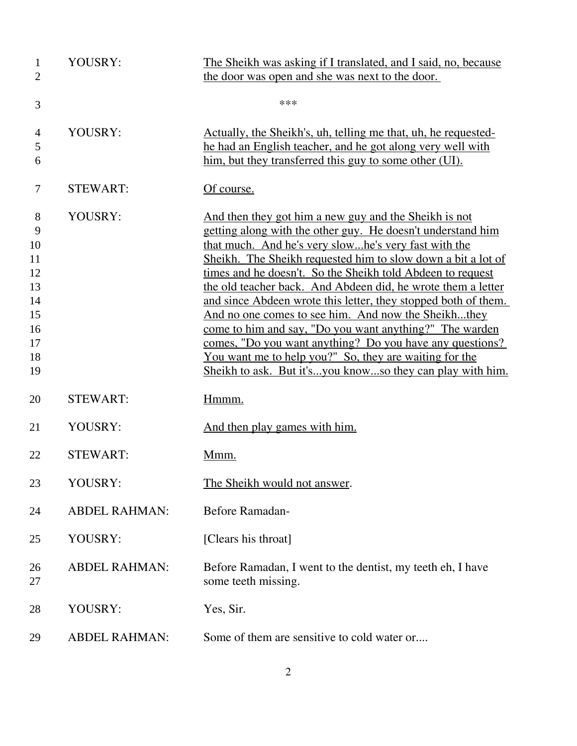| | | |
|---|---|---|
| 1<br>2 | YOUSRY: | <u>The Sheikh was asking if I translated, and I said, no, because the door was open and she was next to the door.</u> |
| 3 | | *** |
| 4<br>5<br>6 | YOUSRY: | <u>Actually, the Sheikh's, uh, telling me that, uh, he requested- he had an English teacher, and he got along very well with him, but they transferred this guy to some other (UI).</u> |
| 7 | STEWART: | <u>Of course.</u> |
| 8<br>9<br>10<br>11<br>12<br>13<br>14<br>15<br>16<br>17<br>18<br>19 | YOUSRY: | <u>And then they got him a new guy and the Sheikh is not getting along with the other guy. He doesn't understand him that much. And he's very slow...he's very fast with the Sheikh. The Sheikh requested him to slow down a bit a lot of times and he doesn't. So the Sheikh told Abdeen to request the old teacher back. And Abdeen did, he wrote them a letter and since Abdeen wrote this letter, they stopped both of them. And no one comes to see him. And now the Sheikh...they come to him and say, "Do you want anything?" The warden comes, "Do you want anything? Do you have any questions? You want me to help you?" So, they are waiting for the Sheikh to ask. But it's...you know...so they can play with him.</u> |
| 20 | STEWART: | <u>Hmmm.</u> |
| 21 | YOUSRY: | <u>And then play games with him.</u> |
| 22 | STEWART: | <u>Mmm.</u> |
| 23 | YOUSRY: | <u>The Sheikh would not answer</u>. |
| 24 | ABDEL RAHMAN: | Before Ramadan- |
| 25 | YOUSRY: | [Clears his throat] |
| 26<br>27 | ABDEL RAHMAN: | Before Ramadan, I went to the dentist, my teeth eh, I have some teeth missing. |
| 28 | YOUSRY: | Yes, Sir. |
| 29 | ABDEL RAHMAN: | Some of them are sensitive to cold water or.... |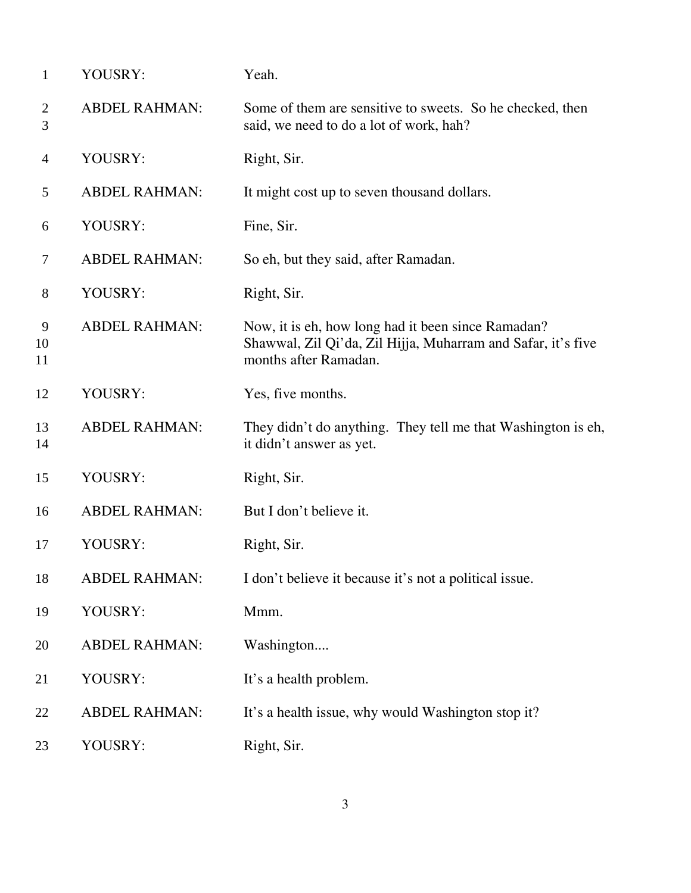| | | |
|---|---|---|
| 1 | YOUSRY: | Yeah. |
| 2<br>3 | ABDEL RAHMAN: | Some of them are sensitive to sweets. So he checked, then said, we need to do a lot of work, hah? |
| 4 | YOUSRY: | Right, Sir. |
| 5 | ABDEL RAHMAN: | It might cost up to seven thousand dollars. |
| 6 | YOUSRY: | Fine, Sir. |
| 7 | ABDEL RAHMAN: | So eh, but they said, after Ramadan. |
| 8 | YOUSRY: | Right, Sir. |
| 9<br>10<br>11 | ABDEL RAHMAN: | Now, it is eh, how long had it been since Ramadan? Shawwal, Zil Qi'da, Zil Hijja, Muharram and Safar, it's five months after Ramadan. |
| 12 | YOUSRY: | Yes, five months. |
| 13<br>14 | ABDEL RAHMAN: | They didn't do anything. They tell me that Washington is eh, it didn't answer as yet. |
| 15 | YOUSRY: | Right, Sir. |
| 16 | ABDEL RAHMAN: | But I don't believe it. |
| 17 | YOUSRY: | Right, Sir. |
| 18 | ABDEL RAHMAN: | I don't believe it because it's not a political issue. |
| 19 | YOUSRY: | Mmm. |
| 20 | ABDEL RAHMAN: | Washington.... |
| 21 | YOUSRY: | It's a health problem. |
| 22 | ABDEL RAHMAN: | It's a health issue, why would Washington stop it? |
| 23 | YOUSRY: | Right, Sir. |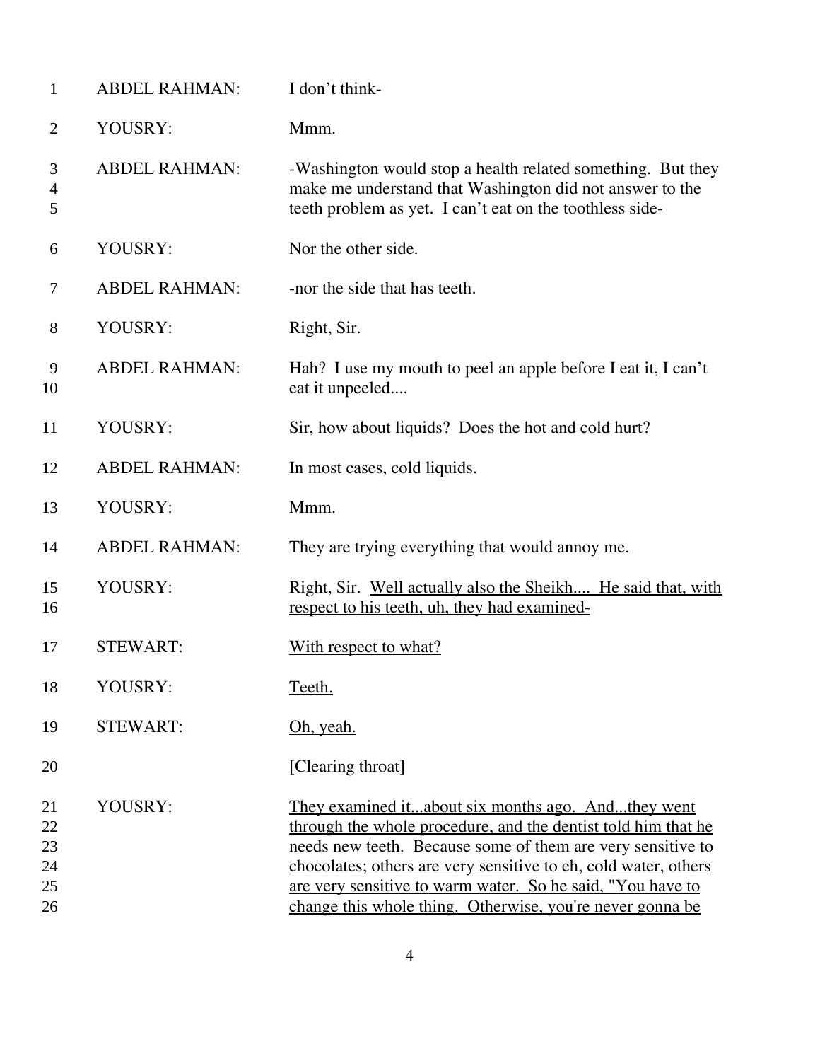| | | |
|---|---|---|
| 1 | ABDEL RAHMAN: | I don't think- |
| 2 | YOUSRY: | Mmm. |
| 3<br>4<br>5 | ABDEL RAHMAN: | -Washington would stop a health related something. But they make me understand that Washington did not answer to the teeth problem as yet. I can't eat on the toothless side- |
| 6 | YOUSRY: | Nor the other side. |
| 7 | ABDEL RAHMAN: | -nor the side that has teeth. |
| 8 | YOUSRY: | Right, Sir. |
| 9<br>10 | ABDEL RAHMAN: | Hah? I use my mouth to peel an apple before I eat it, I can't eat it unpeeled.... |
| 11 | YOUSRY: | Sir, how about liquids? Does the hot and cold hurt? |
| 12 | ABDEL RAHMAN: | In most cases, cold liquids. |
| 13 | YOUSRY: | Mmm. |
| 14 | ABDEL RAHMAN: | They are trying everything that would annoy me. |
| 15<br>16 | YOUSRY: | Right, Sir. <u>Well actually also the Sheikh.... He said that, with respect to his teeth, uh, they had examined-</u> |
| 17 | STEWART: | <u>With respect to what?</u> |
| 18 | YOUSRY: | <u>Teeth.</u> |
| 19 | STEWART: | <u>Oh, yeah.</u> |
| 20 | | [Clearing throat] |
| 21<br>22<br>23<br>24<br>25<br>26 | YOUSRY: | <u>They examined it...about six months ago. And...they went through the whole procedure, and the dentist told him that he needs new teeth. Because some of them are very sensitive to chocolates; others are very sensitive to eh, cold water, others are very sensitive to warm water. So he said, "You have to change this whole thing. Otherwise, you're never gonna be</u> |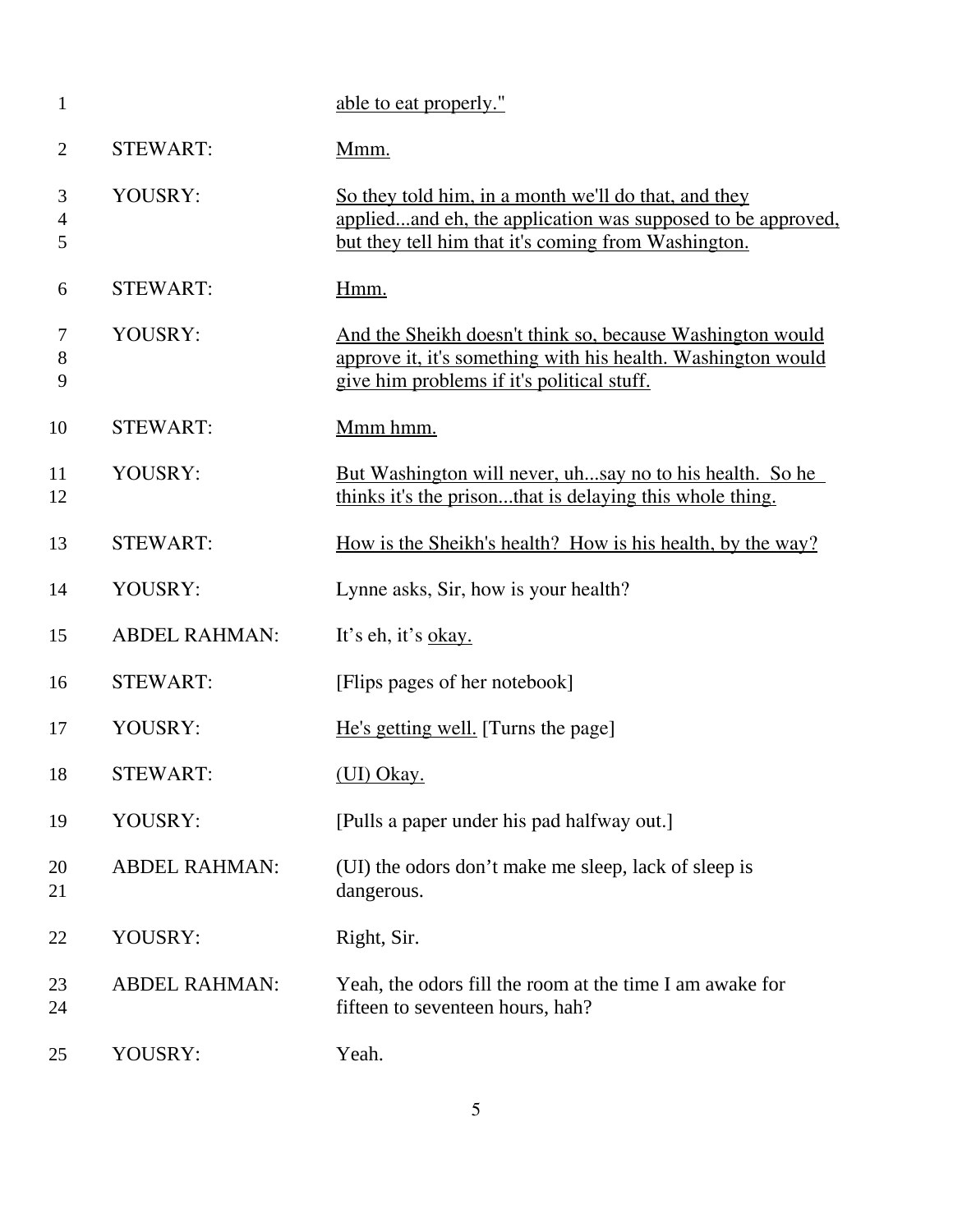| | | |
|---|---|---|
| 1 | | <u>able to eat properly."</u> |
| 2 | STEWART: | <u>Mmm.</u> |
| 3<br>4<br>5 | YOUSRY: | <u>So they told him, in a month we'll do that, and they applied...and eh, the application was supposed to be approved, but they tell him that it's coming from Washington.</u> |
| 6 | STEWART: | <u>Hmm.</u> |
| 7<br>8<br>9 | YOUSRY: | <u>And the Sheikh doesn't think so, because Washington would approve it, it's something with his health. Washington would give him problems if it's political stuff.</u> |
| 10 | STEWART: | <u>Mmm hmm.</u> |
| 11<br>12 | YOUSRY: | <u>But Washington will never, uh...say no to his health. So he thinks it's the prison...that is delaying this whole thing.</u> |
| 13 | STEWART: | <u>How is the Sheikh's health? How is his health, by the way?</u> |
| 14 | YOUSRY: | Lynne asks, Sir, how is your health? |
| 15 | ABDEL RAHMAN: | It's eh, it's <u>okay.</u> |
| 16 | STEWART: | [Flips pages of her notebook] |
| 17 | YOUSRY: | <u>He's getting well.</u> [Turns the page] |
| 18 | STEWART: | <u>(UI) Okay.</u> |
| 19 | YOUSRY: | [Pulls a paper under his pad halfway out.] |
| 20<br>21 | ABDEL RAHMAN: | (UI) the odors don't make me sleep, lack of sleep is dangerous. |
| 22 | YOUSRY: | Right, Sir. |
| 23<br>24 | ABDEL RAHMAN: | Yeah, the odors fill the room at the time I am awake for fifteen to seventeen hours, hah? |
| 25 | YOUSRY: | Yeah. |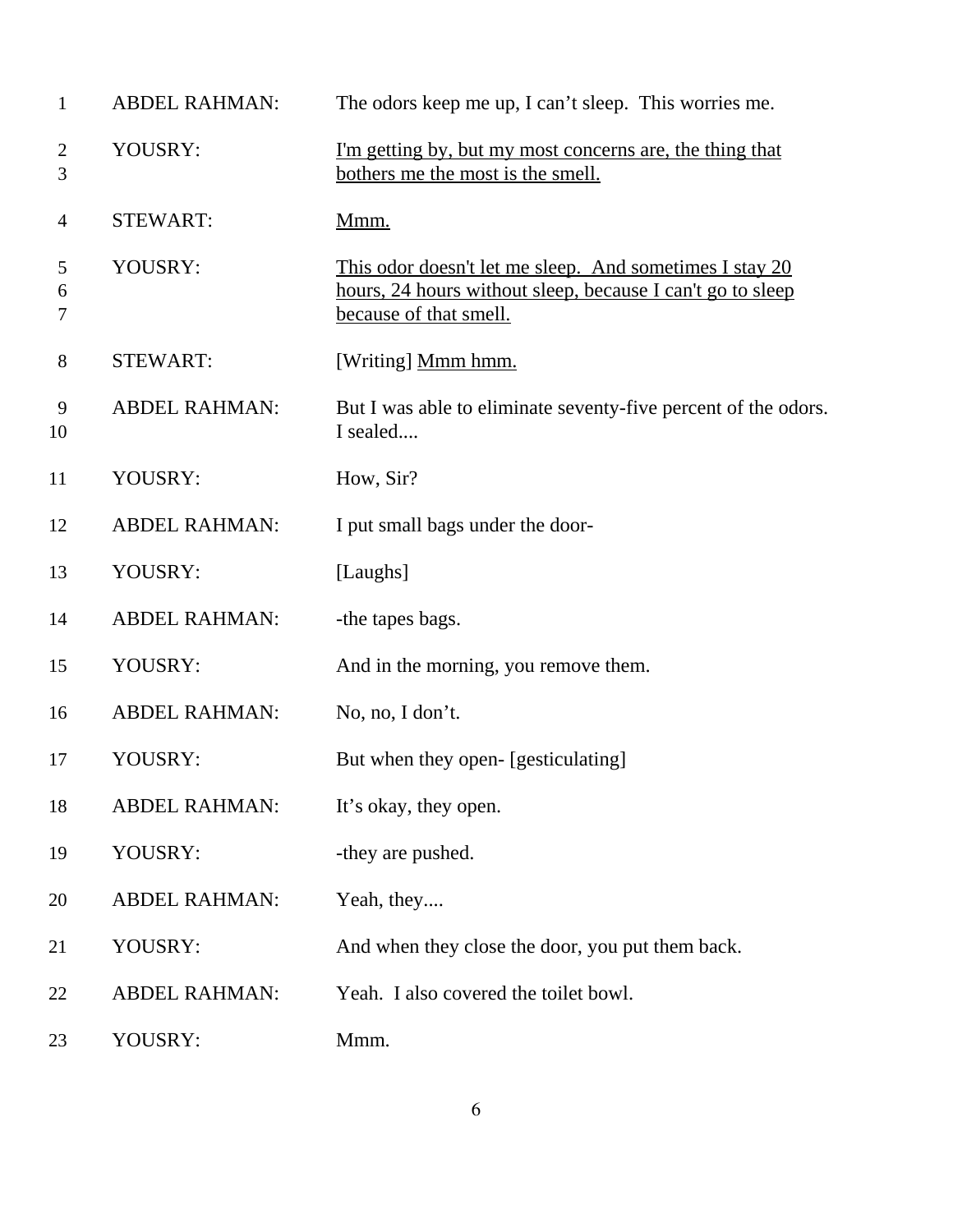| | | |
|---|---|---|
| 1 | ABDEL RAHMAN: | The odors keep me up, I can't sleep. This worries me. |
| 2<br>3 | YOUSRY: | <u>I'm getting by, but my most concerns are, the thing that bothers me the most is the smell.</u> |
| 4 | STEWART: | <u>Mmm.</u> |
| 5<br>6<br>7 | YOUSRY: | <u>This odor doesn't let me sleep. And sometimes I stay 20 hours, 24 hours without sleep, because I can't go to sleep because of that smell.</u> |
| 8 | STEWART: | [Writing] <u>Mmm hmm.</u> |
| 9<br>10 | ABDEL RAHMAN: | But I was able to eliminate seventy-five percent of the odors. I sealed.... |
| 11 | YOUSRY: | How, Sir? |
| 12 | ABDEL RAHMAN: | I put small bags under the door- |
| 13 | YOUSRY: | [Laughs] |
| 14 | ABDEL RAHMAN: | -the tapes bags. |
| 15 | YOUSRY: | And in the morning, you remove them. |
| 16 | ABDEL RAHMAN: | No, no, I don't. |
| 17 | YOUSRY: | But when they open- [gesticulating] |
| 18 | ABDEL RAHMAN: | It's okay, they open. |
| 19 | YOUSRY: | -they are pushed. |
| 20 | ABDEL RAHMAN: | Yeah, they.... |
| 21 | YOUSRY: | And when they close the door, you put them back. |
| 22 | ABDEL RAHMAN: | Yeah. I also covered the toilet bowl. |
| 23 | YOUSRY: | Mmm. |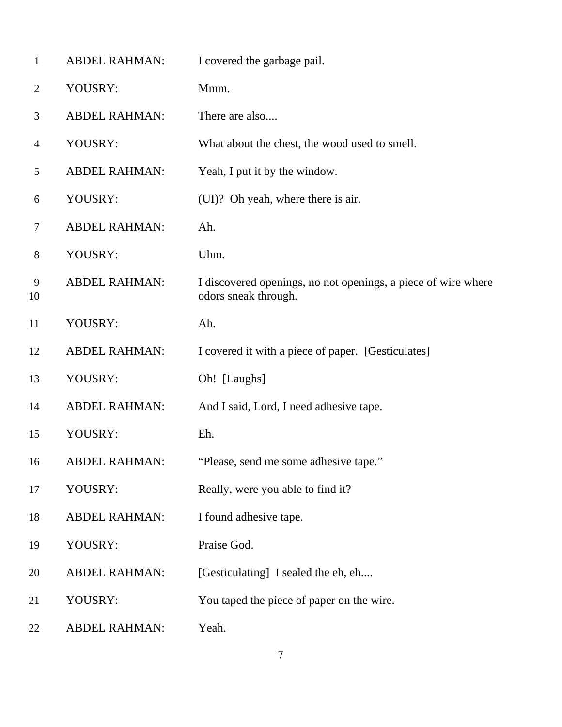| | | |
|---|---|---|
| 1 | ABDEL RAHMAN: | I covered the garbage pail. |
| 2 | YOUSRY: | Mmm. |
| 3 | ABDEL RAHMAN: | There are also.... |
| 4 | YOUSRY: | What about the chest, the wood used to smell. |
| 5 | ABDEL RAHMAN: | Yeah, I put it by the window. |
| 6 | YOUSRY: | (UI)? Oh yeah, where there is air. |
| 7 | ABDEL RAHMAN: | Ah. |
| 8 | YOUSRY: | Uhm. |
| 9<br>10 | ABDEL RAHMAN: | I discovered openings, no not openings, a piece of wire where odors sneak through. |
| 11 | YOUSRY: | Ah. |
| 12 | ABDEL RAHMAN: | I covered it with a piece of paper. [Gesticulates] |
| 13 | YOUSRY: | Oh! [Laughs] |
| 14 | ABDEL RAHMAN: | And I said, Lord, I need adhesive tape. |
| 15 | YOUSRY: | Eh. |
| 16 | ABDEL RAHMAN: | "Please, send me some adhesive tape." |
| 17 | YOUSRY: | Really, were you able to find it? |
| 18 | ABDEL RAHMAN: | I found adhesive tape. |
| 19 | YOUSRY: | Praise God. |
| 20 | ABDEL RAHMAN: | [Gesticulating] I sealed the eh, eh.... |
| 21 | YOUSRY: | You taped the piece of paper on the wire. |
| 22 | ABDEL RAHMAN: | Yeah. |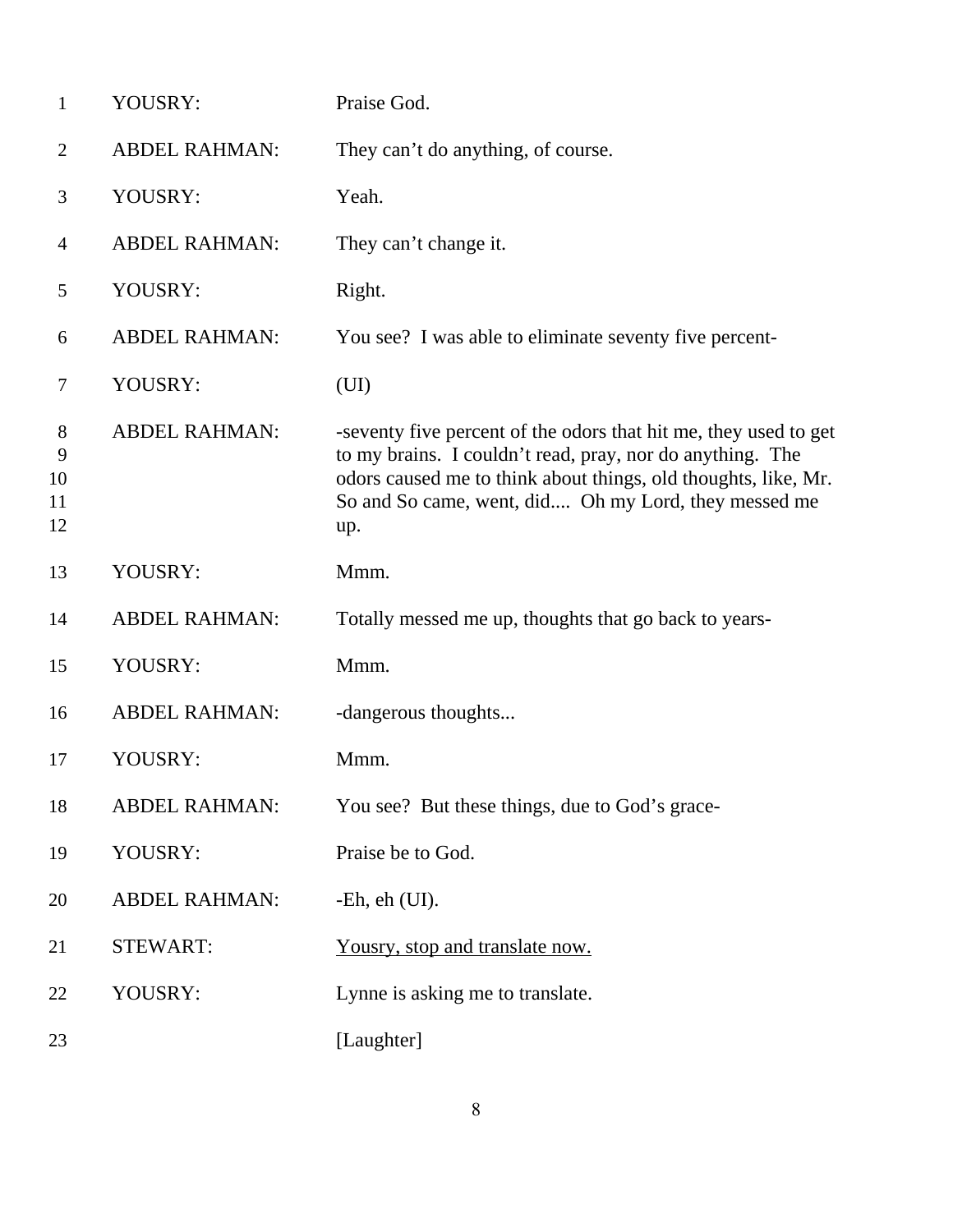| | | |
|---|---|---|
| 1 | YOUSRY: | Praise God. |
| 2 | ABDEL RAHMAN: | They can't do anything, of course. |
| 3 | YOUSRY: | Yeah. |
| 4 | ABDEL RAHMAN: | They can't change it. |
| 5 | YOUSRY: | Right. |
| 6 | ABDEL RAHMAN: | You see? I was able to eliminate seventy five percent- |
| 7 | YOUSRY: | (UI) |
| 8<br>9<br>10<br>11<br>12 | ABDEL RAHMAN: | -seventy five percent of the odors that hit me, they used to get to my brains. I couldn't read, pray, nor do anything. The odors caused me to think about things, old thoughts, like, Mr. So and So came, went, did.... Oh my Lord, they messed me up. |
| 13 | YOUSRY: | Mmm. |
| 14 | ABDEL RAHMAN: | Totally messed me up, thoughts that go back to years- |
| 15 | YOUSRY: | Mmm. |
| 16 | ABDEL RAHMAN: | -dangerous thoughts... |
| 17 | YOUSRY: | Mmm. |
| 18 | ABDEL RAHMAN: | You see? But these things, due to God's grace- |
| 19 | YOUSRY: | Praise be to God. |
| 20 | ABDEL RAHMAN: | -Eh, eh (UI). |
| 21 | STEWART: | <u>Yousry, stop and translate now.</u> |
| 22 | YOUSRY: | Lynne is asking me to translate. |
| 23 | | [Laughter] |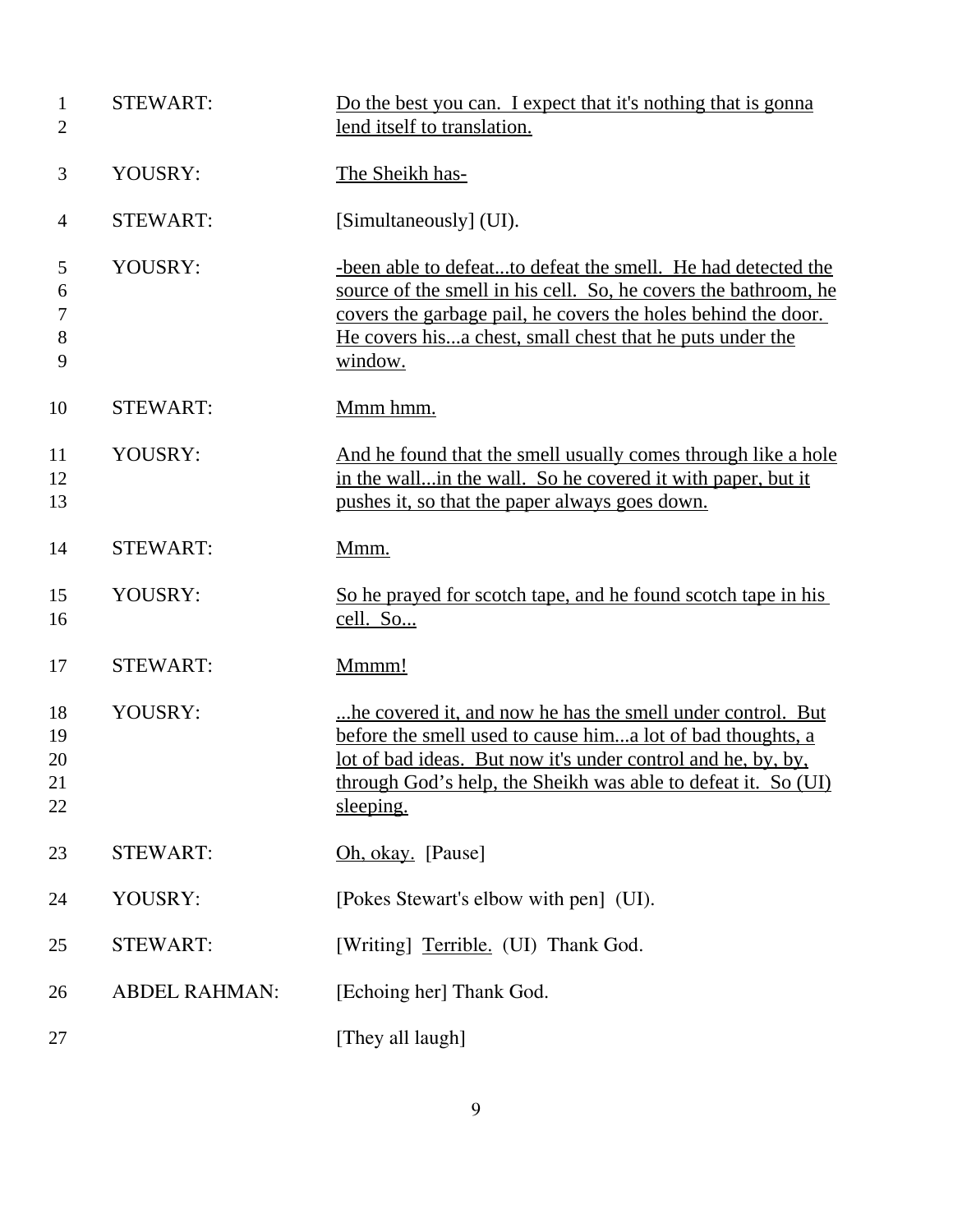| | | |
|---|---|---|
| 1-2 | STEWART: | Do the best you can. I expect that it's nothing that is gonna lend itself to translation. |
| 3 | YOUSRY: | The Sheikh has- |
| 4 | STEWART: | [Simultaneously] (UI). |
| 5-9 | YOUSRY: | -been able to defeat...to defeat the smell. He had detected the source of the smell in his cell. So, he covers the bathroom, he covers the garbage pail, he covers the holes behind the door. He covers his...a chest, small chest that he puts under the window. |
| 10 | STEWART: | Mmm hmm. |
| 11-13 | YOUSRY: | And he found that the smell usually comes through like a hole in the wall...in the wall. So he covered it with paper, but it pushes it, so that the paper always goes down. |
| 14 | STEWART: | Mmm. |
| 15-16 | YOUSRY: | So he prayed for scotch tape, and he found scotch tape in his cell. So... |
| 17 | STEWART: | Mmmm! |
| 18-22 | YOUSRY: | ...he covered it, and now he has the smell under control. But before the smell used to cause him...a lot of bad thoughts, a lot of bad ideas. But now it's under control and he, by, by, through God's help, the Sheikh was able to defeat it. So (UI) sleeping. |
| 23 | STEWART: | Oh, okay. [Pause] |
| 24 | YOUSRY: | [Pokes Stewart's elbow with pen] (UI). |
| 25 | STEWART: | [Writing] Terrible. (UI) Thank God. |
| 26 | ABDEL RAHMAN: | [Echoing her] Thank God. |
| 27 | | [They all laugh] |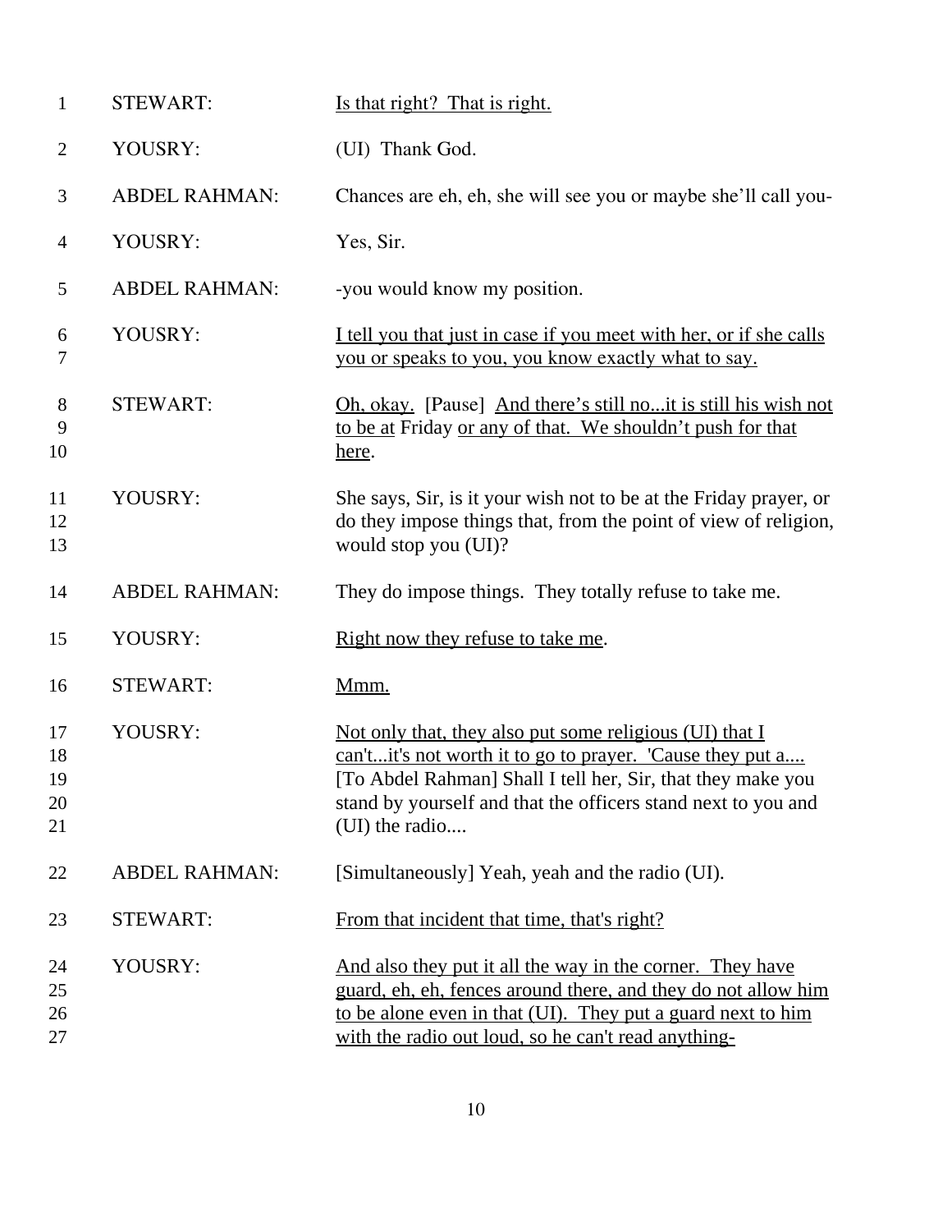| | | |
|---|---|---|
| 1 | STEWART: | <u>Is that right? That is right.</u> |
| 2 | YOUSRY: | (UI) Thank God. |
| 3 | ABDEL RAHMAN: | Chances are eh, eh, she will see you or maybe she'll call you- |
| 4 | YOUSRY: | Yes, Sir. |
| 5 | ABDEL RAHMAN: | -you would know my position. |
| 6<br>7 | YOUSRY: | <u>I tell you that just in case if you meet with her, or if she calls you or speaks to you, you know exactly what to say.</u> |
| 8<br>9<br>10 | STEWART: | <u>Oh, okay.</u> [Pause] <u>And there's still no...it is still his wish not to be at</u> Friday <u>or any of that. We shouldn't push for that here</u>. |
| 11<br>12<br>13 | YOUSRY: | She says, Sir, is it your wish not to be at the Friday prayer, or do they impose things that, from the point of view of religion, would stop you (UI)? |
| 14 | ABDEL RAHMAN: | They do impose things. They totally refuse to take me. |
| 15 | YOUSRY: | <u>Right now they refuse to take me</u>. |
| 16 | STEWART: | <u>Mmm.</u> |
| 17<br>18<br>19<br>20<br>21 | YOUSRY: | <u>Not only that, they also put some religious (UI) that I can't...it's not worth it to go to prayer. 'Cause they put a....</u> [To Abdel Rahman] Shall I tell her, Sir, that they make you stand by yourself and that the officers stand next to you and (UI) the radio.... |
| 22 | ABDEL RAHMAN: | [Simultaneously] Yeah, yeah and the radio (UI). |
| 23 | STEWART: | <u>From that incident that time, that's right?</u> |
| 24<br>25<br>26<br>27 | YOUSRY: | <u>And also they put it all the way in the corner. They have guard, eh, eh, fences around there, and they do not allow him to be alone even in that (UI). They put a guard next to him with the radio out loud, so he can't read anything-</u> |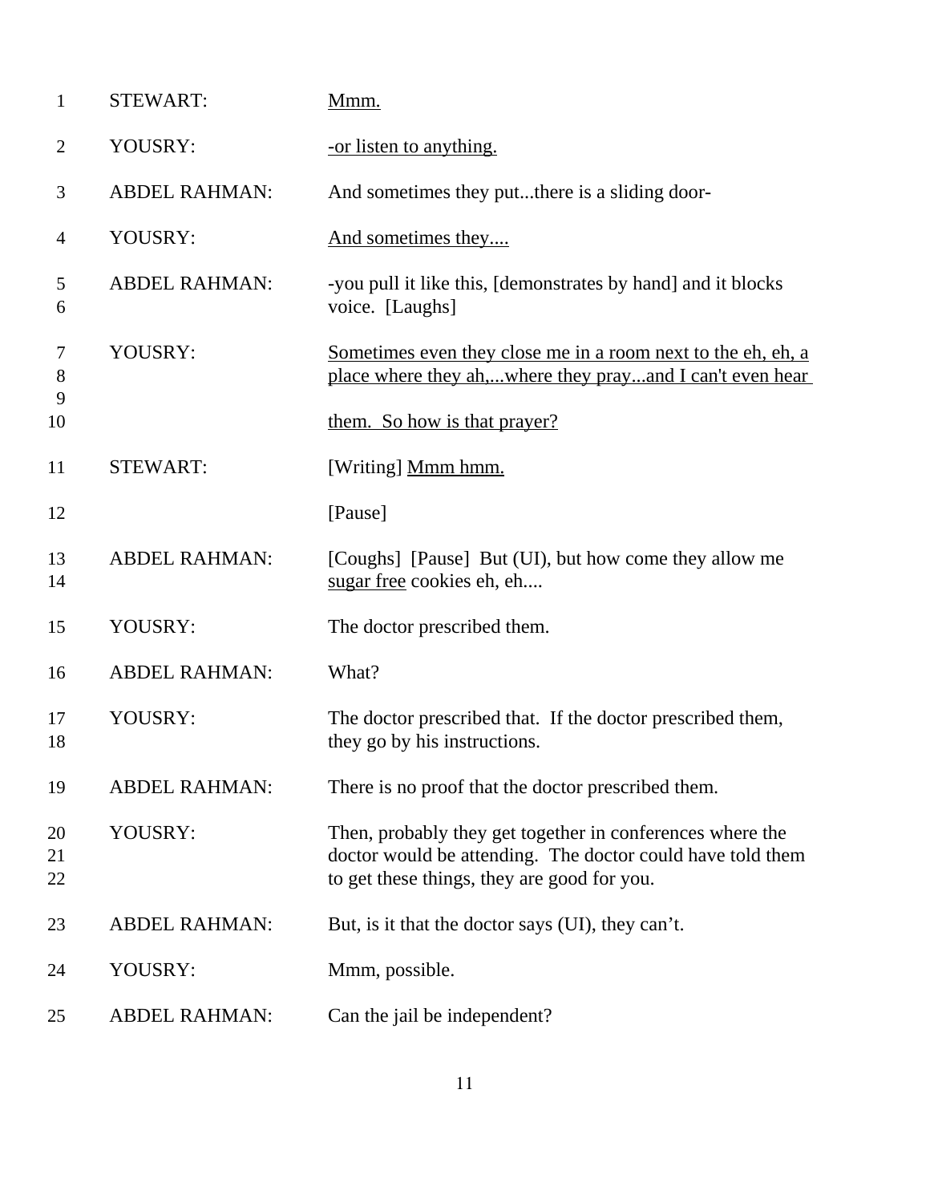| | | |
|---|---|---|
| 1 | STEWART: | <u>Mmm.</u> |
| 2 | YOUSRY: | <u>-or listen to anything.</u> |
| 3 | ABDEL RAHMAN: | And sometimes they put...there is a sliding door- |
| 4 | YOUSRY: | <u>And sometimes they....</u> |
| 5<br>6 | ABDEL RAHMAN: | -you pull it like this, [demonstrates by hand] and it blocks voice. [Laughs] |
| 7<br>8<br>9<br>10 | YOUSRY: | <u>Sometimes even they close me in a room next to the eh, eh, a place where they ah,...where they pray...and I can't even hear them. So how is that prayer?</u> |
| 11 | STEWART: | [Writing] <u>Mmm hmm.</u> |
| 12 | | [Pause] |
| 13<br>14 | ABDEL RAHMAN: | [Coughs] [Pause] But (UI), but how come they allow me <u>sugar free</u> cookies eh, eh.... |
| 15 | YOUSRY: | The doctor prescribed them. |
| 16 | ABDEL RAHMAN: | What? |
| 17<br>18 | YOUSRY: | The doctor prescribed that. If the doctor prescribed them, they go by his instructions. |
| 19 | ABDEL RAHMAN: | There is no proof that the doctor prescribed them. |
| 20<br>21<br>22 | YOUSRY: | Then, probably they get together in conferences where the doctor would be attending. The doctor could have told them to get these things, they are good for you. |
| 23 | ABDEL RAHMAN: | But, is it that the doctor says (UI), they can't. |
| 24 | YOUSRY: | Mmm, possible. |
| 25 | ABDEL RAHMAN: | Can the jail be independent? |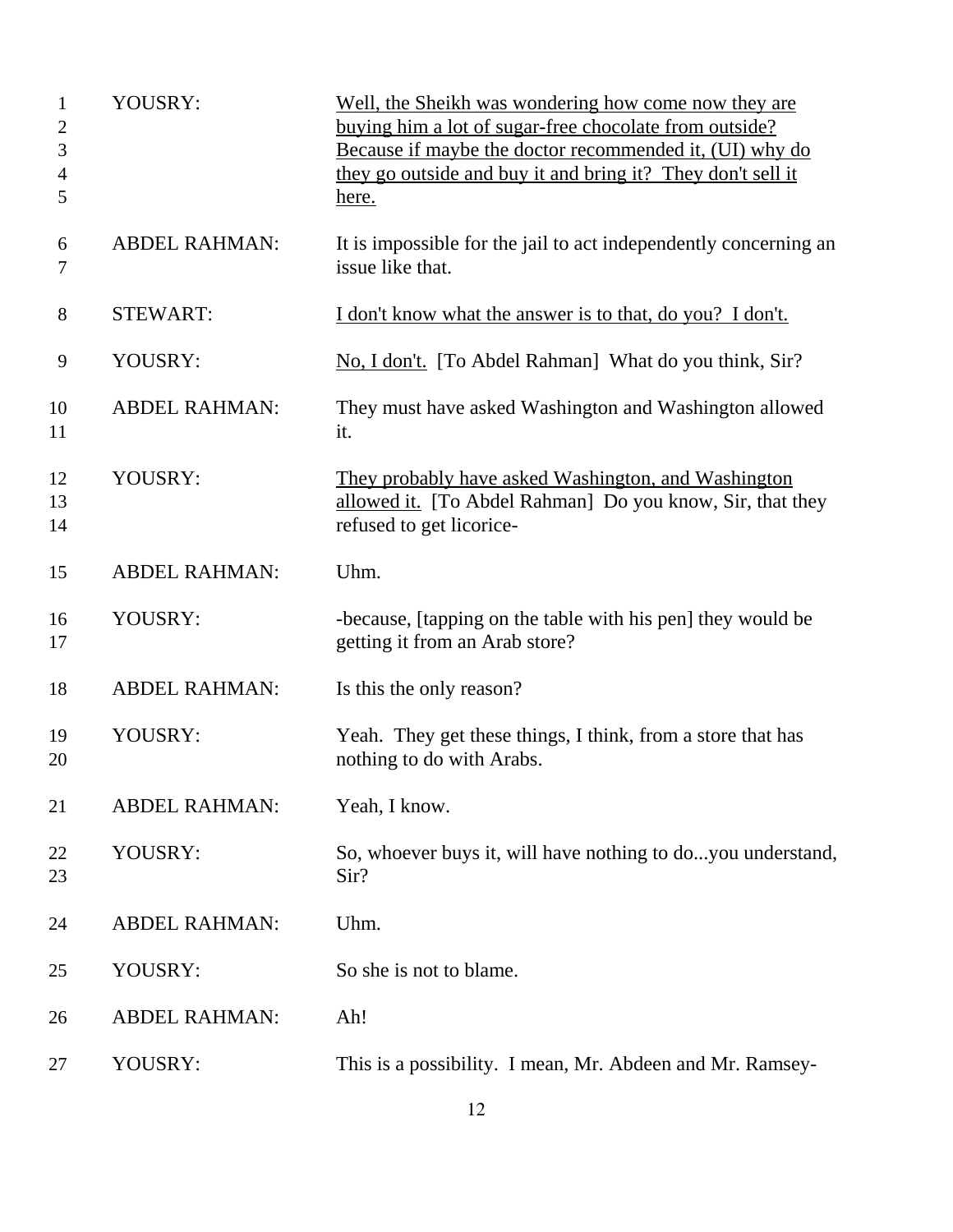| Line | Speaker | Text |
|---|---|---|
| 1–5 | YOUSRY: | <u>Well, the Sheikh was wondering how come now they are buying him a lot of sugar-free chocolate from outside? Because if maybe the doctor recommended it, (UI) why do they go outside and buy it and bring it? They don't sell it here.</u> |
| 6–7 | ABDEL RAHMAN: | It is impossible for the jail to act independently concerning an issue like that. |
| 8 | STEWART: | <u>I don't know what the answer is to that, do you? I don't.</u> |
| 9 | YOUSRY: | <u>No, I don't.</u> [To Abdel Rahman] What do you think, Sir? |
| 10–11 | ABDEL RAHMAN: | They must have asked Washington and Washington allowed it. |
| 12–14 | YOUSRY: | <u>They probably have asked Washington, and Washington allowed it.</u> [To Abdel Rahman] Do you know, Sir, that they refused to get licorice- |
| 15 | ABDEL RAHMAN: | Uhm. |
| 16–17 | YOUSRY: | -because, [tapping on the table with his pen] they would be getting it from an Arab store? |
| 18 | ABDEL RAHMAN: | Is this the only reason? |
| 19–20 | YOUSRY: | Yeah. They get these things, I think, from a store that has nothing to do with Arabs. |
| 21 | ABDEL RAHMAN: | Yeah, I know. |
| 22–23 | YOUSRY: | So, whoever buys it, will have nothing to do...you understand, Sir? |
| 24 | ABDEL RAHMAN: | Uhm. |
| 25 | YOUSRY: | So she is not to blame. |
| 26 | ABDEL RAHMAN: | Ah! |
| 27 | YOUSRY: | This is a possibility. I mean, Mr. Abdeen and Mr. Ramsey- |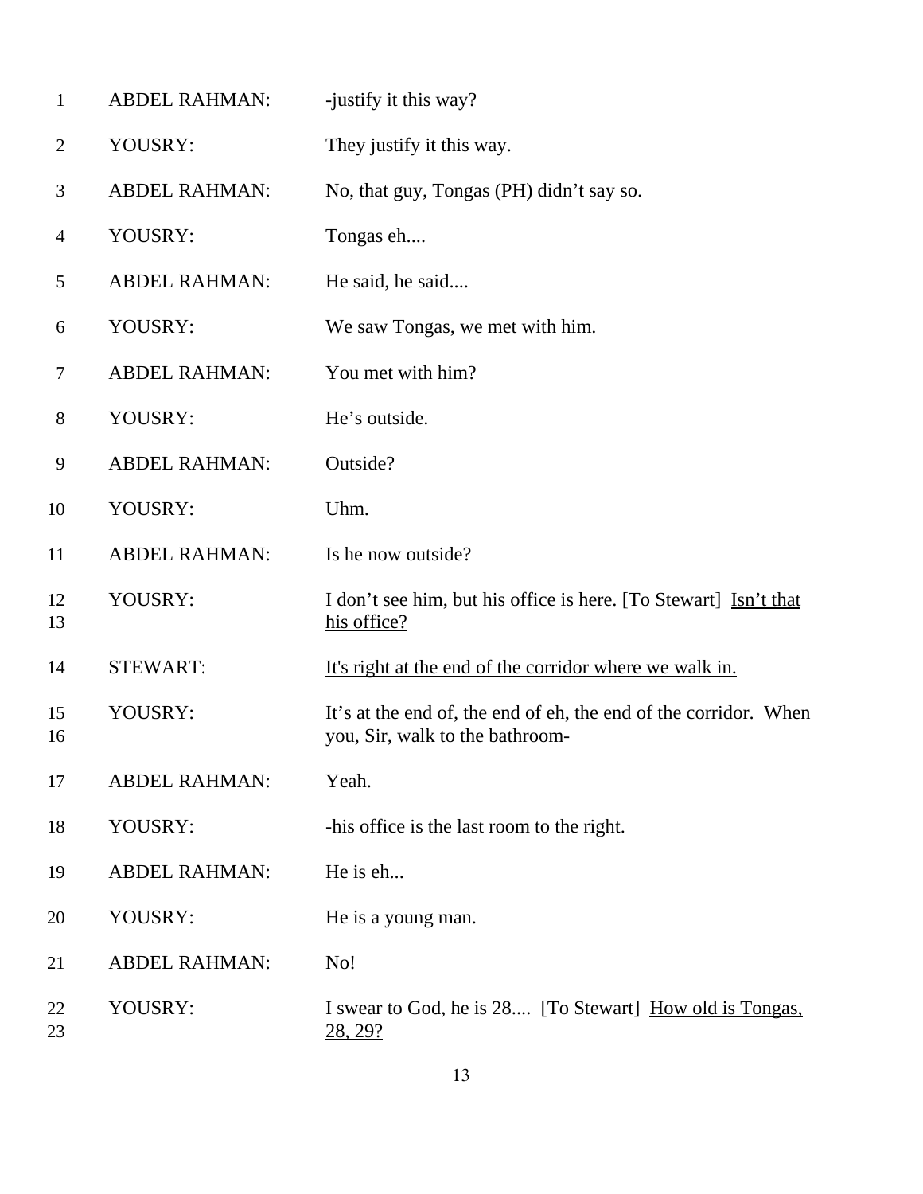| | | |
|---|---|---|
| 1 | ABDEL RAHMAN: | -justify it this way? |
| 2 | YOUSRY: | They justify it this way. |
| 3 | ABDEL RAHMAN: | No, that guy, Tongas (PH) didn't say so. |
| 4 | YOUSRY: | Tongas eh.... |
| 5 | ABDEL RAHMAN: | He said, he said.... |
| 6 | YOUSRY: | We saw Tongas, we met with him. |
| 7 | ABDEL RAHMAN: | You met with him? |
| 8 | YOUSRY: | He's outside. |
| 9 | ABDEL RAHMAN: | Outside? |
| 10 | YOUSRY: | Uhm. |
| 11 | ABDEL RAHMAN: | Is he now outside? |
| 12<br>13 | YOUSRY: | I don't see him, but his office is here. [To Stewart] <u>Isn't that his office?</u> |
| 14 | STEWART: | <u>It's right at the end of the corridor where we walk in.</u> |
| 15<br>16 | YOUSRY: | It's at the end of, the end of eh, the end of the corridor. When you, Sir, walk to the bathroom- |
| 17 | ABDEL RAHMAN: | Yeah. |
| 18 | YOUSRY: | -his office is the last room to the right. |
| 19 | ABDEL RAHMAN: | He is eh... |
| 20 | YOUSRY: | He is a young man. |
| 21 | ABDEL RAHMAN: | No! |
| 22<br>23 | YOUSRY: | I swear to God, he is 28.... [To Stewart] <u>How old is Tongas, 28, 29?</u> |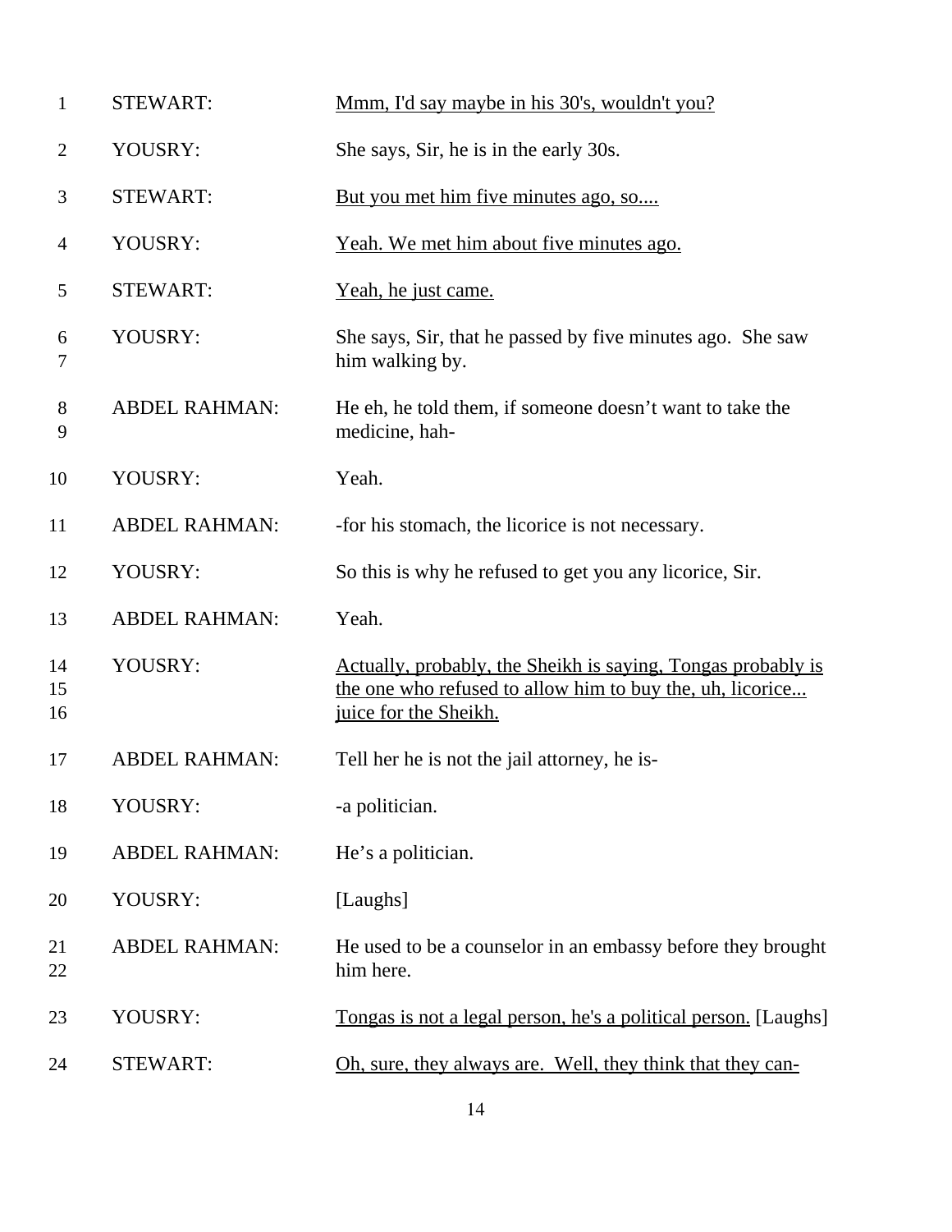| | | |
|---|---|---|
| 1 | STEWART: | <u>Mmm, I'd say maybe in his 30's, wouldn't you?</u> |
| 2 | YOUSRY: | She says, Sir, he is in the early 30s. |
| 3 | STEWART: | <u>But you met him five minutes ago, so....</u> |
| 4 | YOUSRY: | <u>Yeah. We met him about five minutes ago.</u> |
| 5 | STEWART: | <u>Yeah, he just came.</u> |
| 6<br>7 | YOUSRY: | She says, Sir, that he passed by five minutes ago. She saw him walking by. |
| 8<br>9 | ABDEL RAHMAN: | He eh, he told them, if someone doesn't want to take the medicine, hah- |
| 10 | YOUSRY: | Yeah. |
| 11 | ABDEL RAHMAN: | -for his stomach, the licorice is not necessary. |
| 12 | YOUSRY: | So this is why he refused to get you any licorice, Sir. |
| 13 | ABDEL RAHMAN: | Yeah. |
| 14<br>15<br>16 | YOUSRY: | <u>Actually, probably, the Sheikh is saying, Tongas probably is the one who refused to allow him to buy the, uh, licorice... juice for the Sheikh.</u> |
| 17 | ABDEL RAHMAN: | Tell her he is not the jail attorney, he is- |
| 18 | YOUSRY: | -a politician. |
| 19 | ABDEL RAHMAN: | He's a politician. |
| 20 | YOUSRY: | [Laughs] |
| 21<br>22 | ABDEL RAHMAN: | He used to be a counselor in an embassy before they brought him here. |
| 23 | YOUSRY: | <u>Tongas is not a legal person, he's a political person.</u> [Laughs] |
| 24 | STEWART: | <u>Oh, sure, they always are. Well, they think that they can-</u> |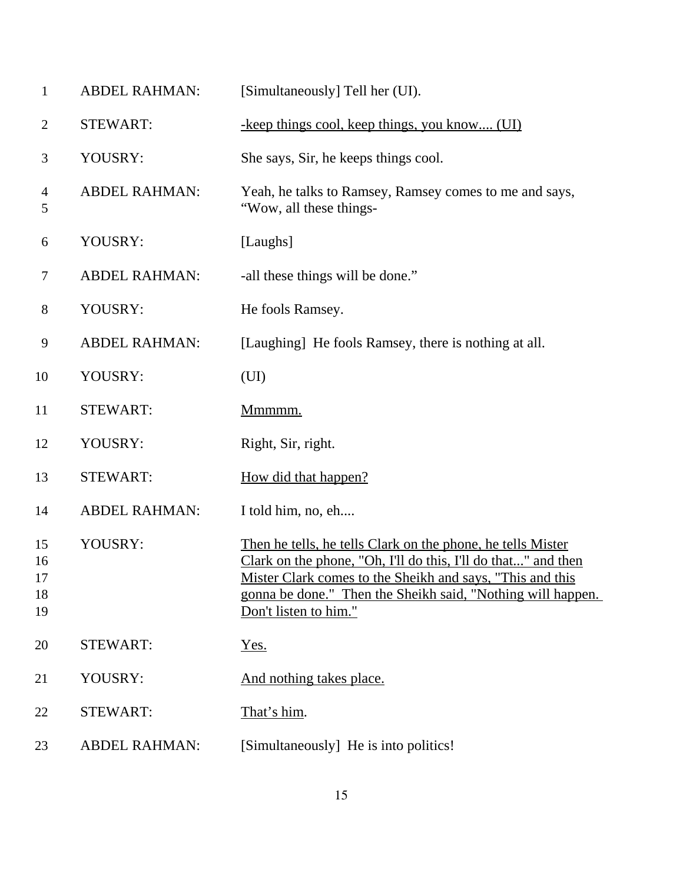| | | |
|---|---|---|
| 1 | ABDEL RAHMAN: | [Simultaneously] Tell her (UI). |
| 2 | STEWART: | <u>-keep things cool, keep things, you know.... (UI)</u> |
| 3 | YOUSRY: | She says, Sir, he keeps things cool. |
| 4<br>5 | ABDEL RAHMAN: | Yeah, he talks to Ramsey, Ramsey comes to me and says, "Wow, all these things- |
| 6 | YOUSRY: | [Laughs] |
| 7 | ABDEL RAHMAN: | -all these things will be done." |
| 8 | YOUSRY: | He fools Ramsey. |
| 9 | ABDEL RAHMAN: | [Laughing] He fools Ramsey, there is nothing at all. |
| 10 | YOUSRY: | (UI) |
| 11 | STEWART: | <u>Mmmmm.</u> |
| 12 | YOUSRY: | Right, Sir, right. |
| 13 | STEWART: | <u>How did that happen?</u> |
| 14 | ABDEL RAHMAN: | I told him, no, eh.... |
| 15<br>16<br>17<br>18<br>19 | YOUSRY: | <u>Then he tells, he tells Clark on the phone, he tells Mister Clark on the phone, "Oh, I'll do this, I'll do that..." and then Mister Clark comes to the Sheikh and says, "This and this gonna be done." Then the Sheikh said, "Nothing will happen. Don't listen to him."</u> |
| 20 | STEWART: | <u>Yes.</u> |
| 21 | YOUSRY: | <u>And nothing takes place.</u> |
| 22 | STEWART: | <u>That's him</u>. |
| 23 | ABDEL RAHMAN: | [Simultaneously] He is into politics! |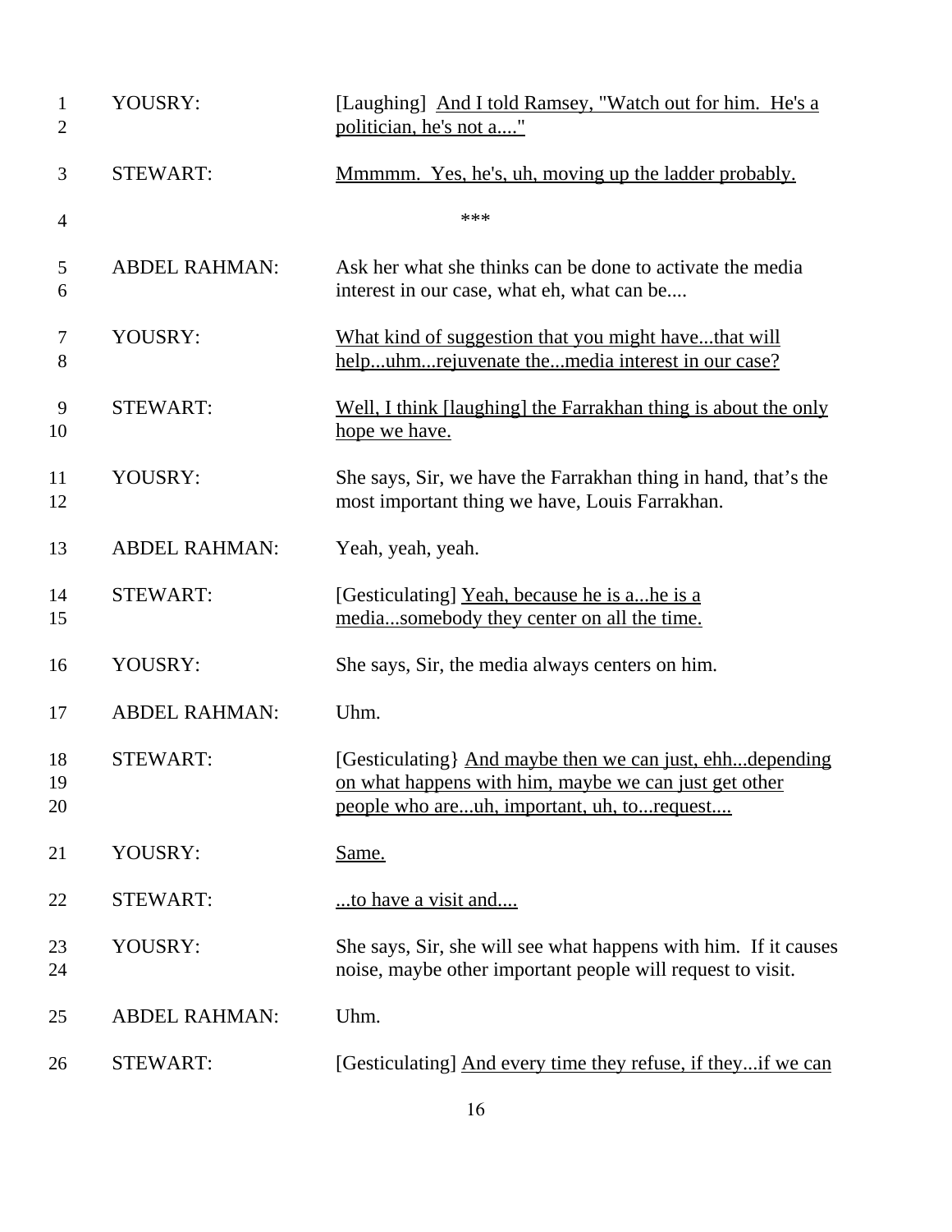| | | |
|---|---|---|
| 1<br>2 | YOUSRY: | [Laughing] <u>And I told Ramsey, "Watch out for him. He's a politician, he's not a...."</u> |
| 3 | STEWART: | <u>Mmmmm. Yes, he's, uh, moving up the ladder probably.</u> |
| 4 | | *** |
| 5<br>6 | ABDEL RAHMAN: | Ask her what she thinks can be done to activate the media interest in our case, what eh, what can be.... |
| 7<br>8 | YOUSRY: | <u>What kind of suggestion that you might have...that will help...uhm...rejuvenate the...media interest in our case?</u> |
| 9<br>10 | STEWART: | <u>Well, I think [laughing] the Farrakhan thing is about the only hope we have.</u> |
| 11<br>12 | YOUSRY: | She says, Sir, we have the Farrakhan thing in hand, that's the most important thing we have, Louis Farrakhan. |
| 13 | ABDEL RAHMAN: | Yeah, yeah, yeah. |
| 14<br>15 | STEWART: | [Gesticulating] <u>Yeah, because he is a...he is a media...somebody they center on all the time.</u> |
| 16 | YOUSRY: | She says, Sir, the media always centers on him. |
| 17 | ABDEL RAHMAN: | Uhm. |
| 18<br>19<br>20 | STEWART: | [Gesticulating} <u>And maybe then we can just, ehh...depending on what happens with him, maybe we can just get other people who are...uh, important, uh, to...request....</u> |
| 21 | YOUSRY: | <u>Same.</u> |
| 22 | STEWART: | <u>...to have a visit and....</u> |
| 23<br>24 | YOUSRY: | She says, Sir, she will see what happens with him. If it causes noise, maybe other important people will request to visit. |
| 25 | ABDEL RAHMAN: | Uhm. |
| 26 | STEWART: | [Gesticulating] <u>And every time they refuse, if they...if we can</u> |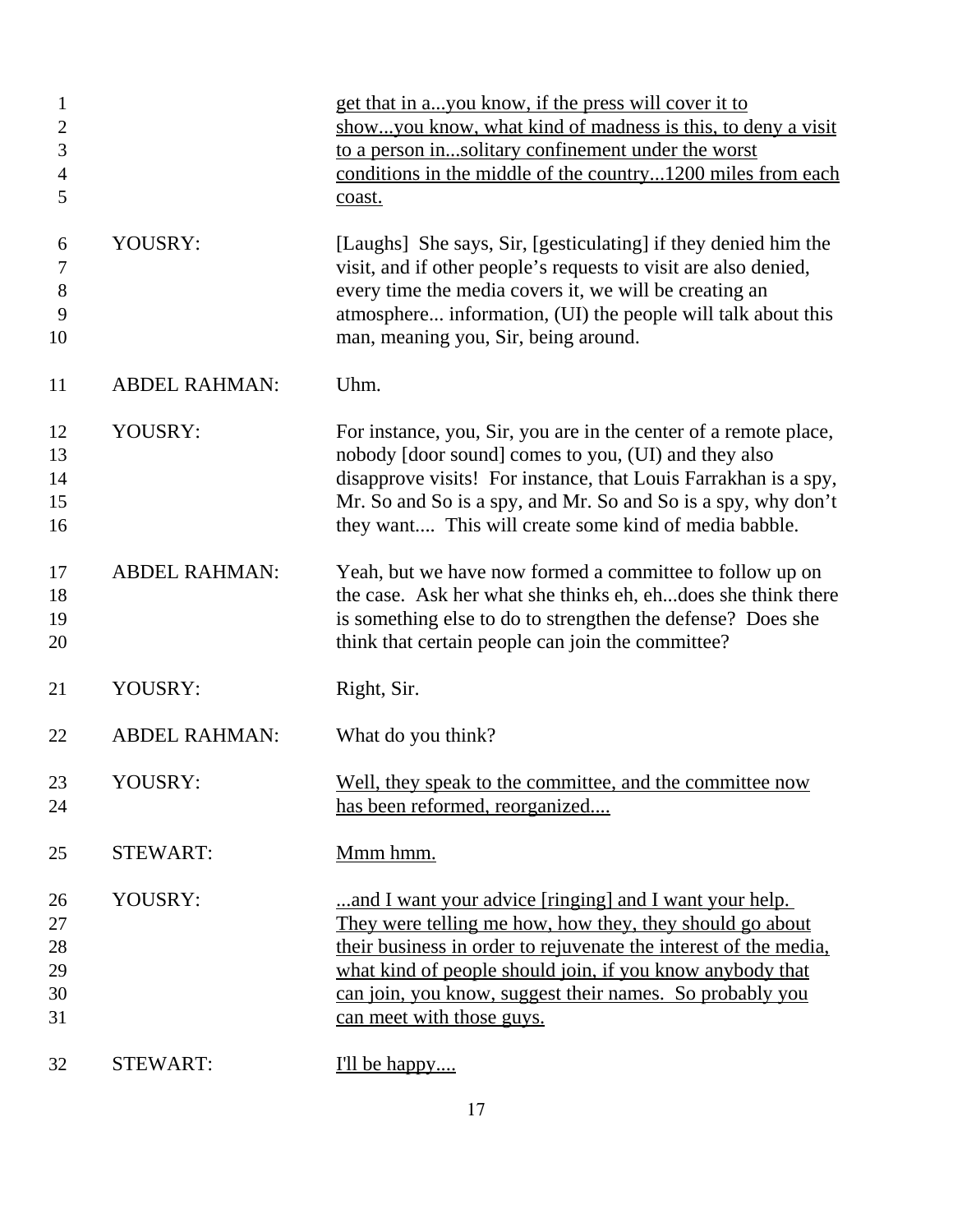| | | |
|---|---|---|
| 1-5 | | <u>get that in a...you know, if the press will cover it to show...you know, what kind of madness is this, to deny a visit to a person in...solitary confinement under the worst conditions in the middle of the country...1200 miles from each coast.</u> |
| 6-10 | YOUSRY: | [Laughs] She says, Sir, [gesticulating] if they denied him the visit, and if other people's requests to visit are also denied, every time the media covers it, we will be creating an atmosphere... information, (UI) the people will talk about this man, meaning you, Sir, being around. |
| 11 | ABDEL RAHMAN: | Uhm. |
| 12-16 | YOUSRY: | For instance, you, Sir, you are in the center of a remote place, nobody [door sound] comes to you, (UI) and they also disapprove visits! For instance, that Louis Farrakhan is a spy, Mr. So and So is a spy, and Mr. So and So is a spy, why don't they want.... This will create some kind of media babble. |
| 17-20 | ABDEL RAHMAN: | Yeah, but we have now formed a committee to follow up on the case. Ask her what she thinks eh, eh...does she think there is something else to do to strengthen the defense? Does she think that certain people can join the committee? |
| 21 | YOUSRY: | Right, Sir. |
| 22 | ABDEL RAHMAN: | What do you think? |
| 23-24 | YOUSRY: | <u>Well, they speak to the committee, and the committee now has been reformed, reorganized....</u> |
| 25 | STEWART: | <u>Mmm hmm.</u> |
| 26-31 | YOUSRY: | <u>...and I want your advice [ringing] and I want your help. They were telling me how, how they, they should go about their business in order to rejuvenate the interest of the media, what kind of people should join, if you know anybody that can join, you know, suggest their names. So probably you can meet with those guys.</u> |
| 32 | STEWART: | <u>I'll be happy....</u> |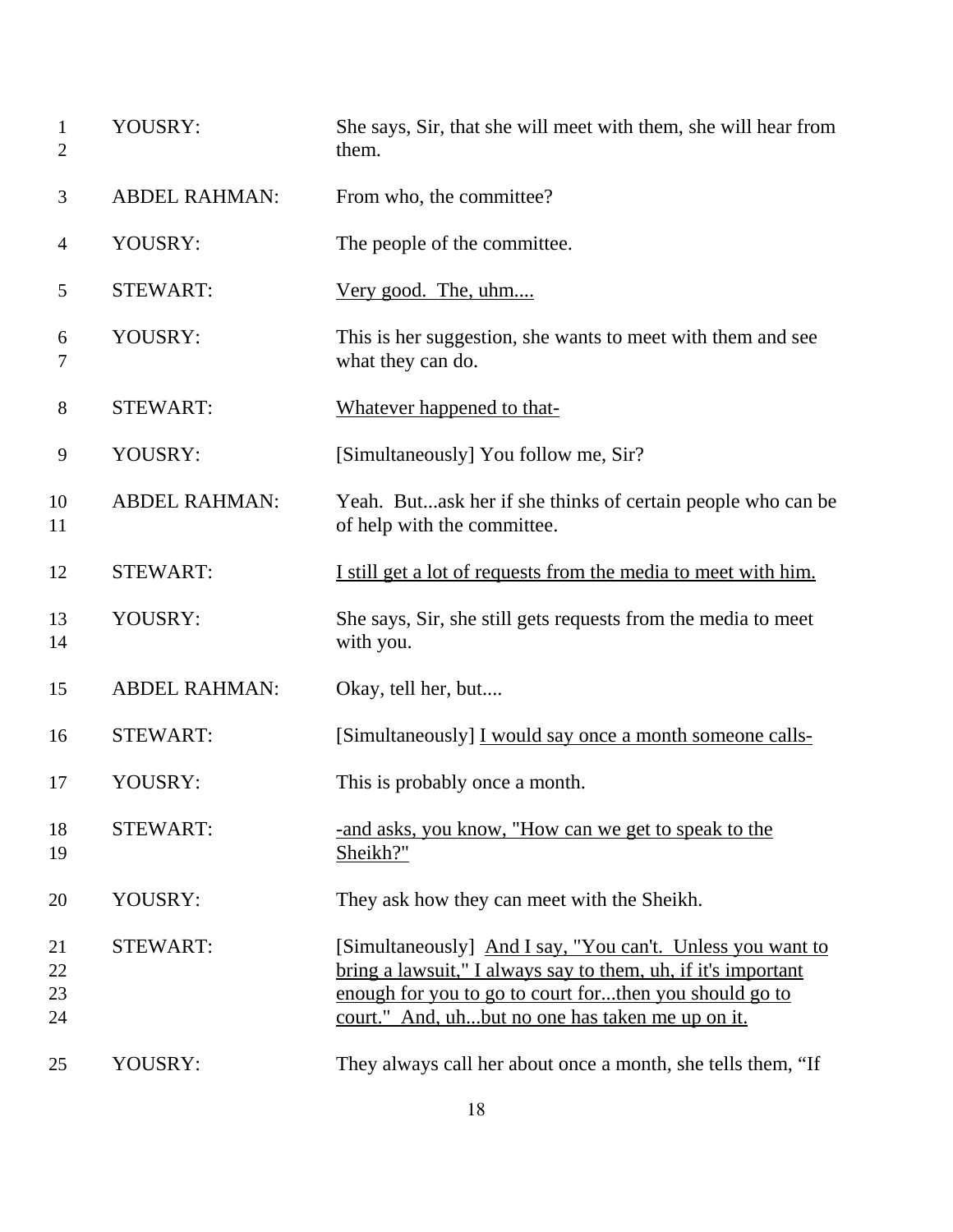| | | |
|---|---|---|
| 1<br>2 | YOUSRY: | She says, Sir, that she will meet with them, she will hear from them. |
| 3 | ABDEL RAHMAN: | From who, the committee? |
| 4 | YOUSRY: | The people of the committee. |
| 5 | STEWART: | <u>Very good. The, uhm....</u> |
| 6<br>7 | YOUSRY: | This is her suggestion, she wants to meet with them and see what they can do. |
| 8 | STEWART: | <u>Whatever happened to that-</u> |
| 9 | YOUSRY: | [Simultaneously] You follow me, Sir? |
| 10<br>11 | ABDEL RAHMAN: | Yeah. But...ask her if she thinks of certain people who can be of help with the committee. |
| 12 | STEWART: | <u>I still get a lot of requests from the media to meet with him.</u> |
| 13<br>14 | YOUSRY: | She says, Sir, she still gets requests from the media to meet with you. |
| 15 | ABDEL RAHMAN: | Okay, tell her, but.... |
| 16 | STEWART: | [Simultaneously] <u>I would say once a month someone calls-</u> |
| 17 | YOUSRY: | This is probably once a month. |
| 18<br>19 | STEWART: | <u>-and asks, you know, "How can we get to speak to the Sheikh?"</u> |
| 20 | YOUSRY: | They ask how they can meet with the Sheikh. |
| 21<br>22<br>23<br>24 | STEWART: | [Simultaneously] <u>And I say, "You can't. Unless you want to bring a lawsuit," I always say to them, uh, if it's important enough for you to go to court for...then you should go to court." And, uh...but no one has taken me up on it.</u> |
| 25 | YOUSRY: | They always call her about once a month, she tells them, "If |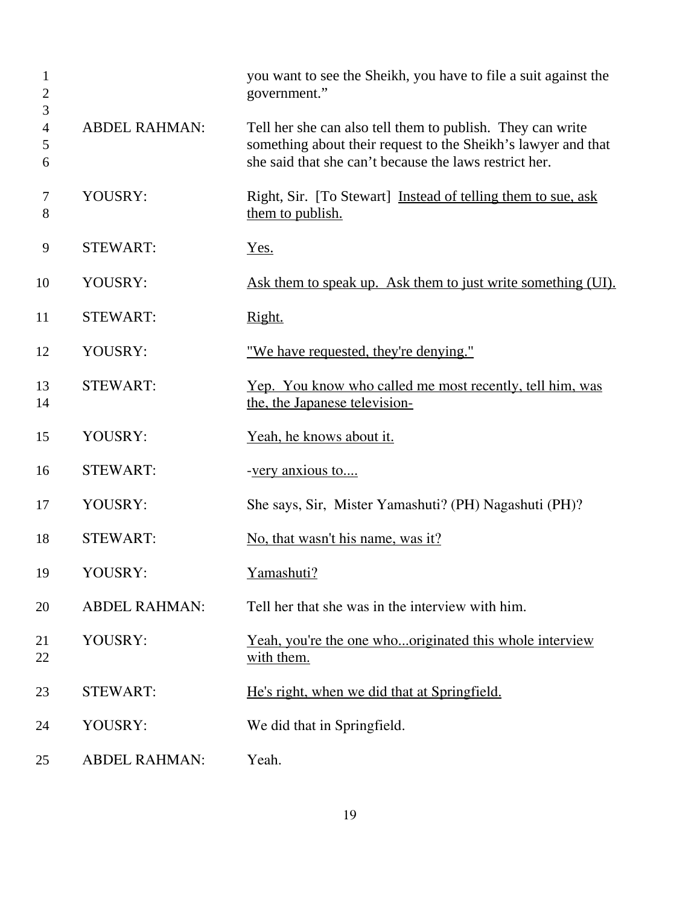| | | |
|---|---|---|
| 1 2 3 | | you want to see the Sheikh, you have to file a suit against the government." |
| 4 5 6 | ABDEL RAHMAN: | Tell her she can also tell them to publish. They can write something about their request to the Sheikh's lawyer and that she said that she can't because the laws restrict her. |
| 7 8 | YOUSRY: | Right, Sir. [To Stewart] <u>Instead of telling them to sue, ask them to publish.</u> |
| 9 | STEWART: | <u>Yes.</u> |
| 10 | YOUSRY: | <u>Ask them to speak up. Ask them to just write something (UI).</u> |
| 11 | STEWART: | <u>Right.</u> |
| 12 | YOUSRY: | <u>"We have requested, they're denying."</u> |
| 13 14 | STEWART: | <u>Yep. You know who called me most recently, tell him, was the, the Japanese television-</u> |
| 15 | YOUSRY: | <u>Yeah, he knows about it.</u> |
| 16 | STEWART: | -<u>very anxious to....</u> |
| 17 | YOUSRY: | She says, Sir, Mister Yamashuti? (PH) Nagashuti (PH)? |
| 18 | STEWART: | <u>No, that wasn't his name, was it?</u> |
| 19 | YOUSRY: | <u>Yamashuti?</u> |
| 20 | ABDEL RAHMAN: | Tell her that she was in the interview with him. |
| 21 22 | YOUSRY: | <u>Yeah, you're the one who...originated this whole interview with them.</u> |
| 23 | STEWART: | <u>He's right, when we did that at Springfield.</u> |
| 24 | YOUSRY: | We did that in Springfield. |
| 25 | ABDEL RAHMAN: | Yeah. |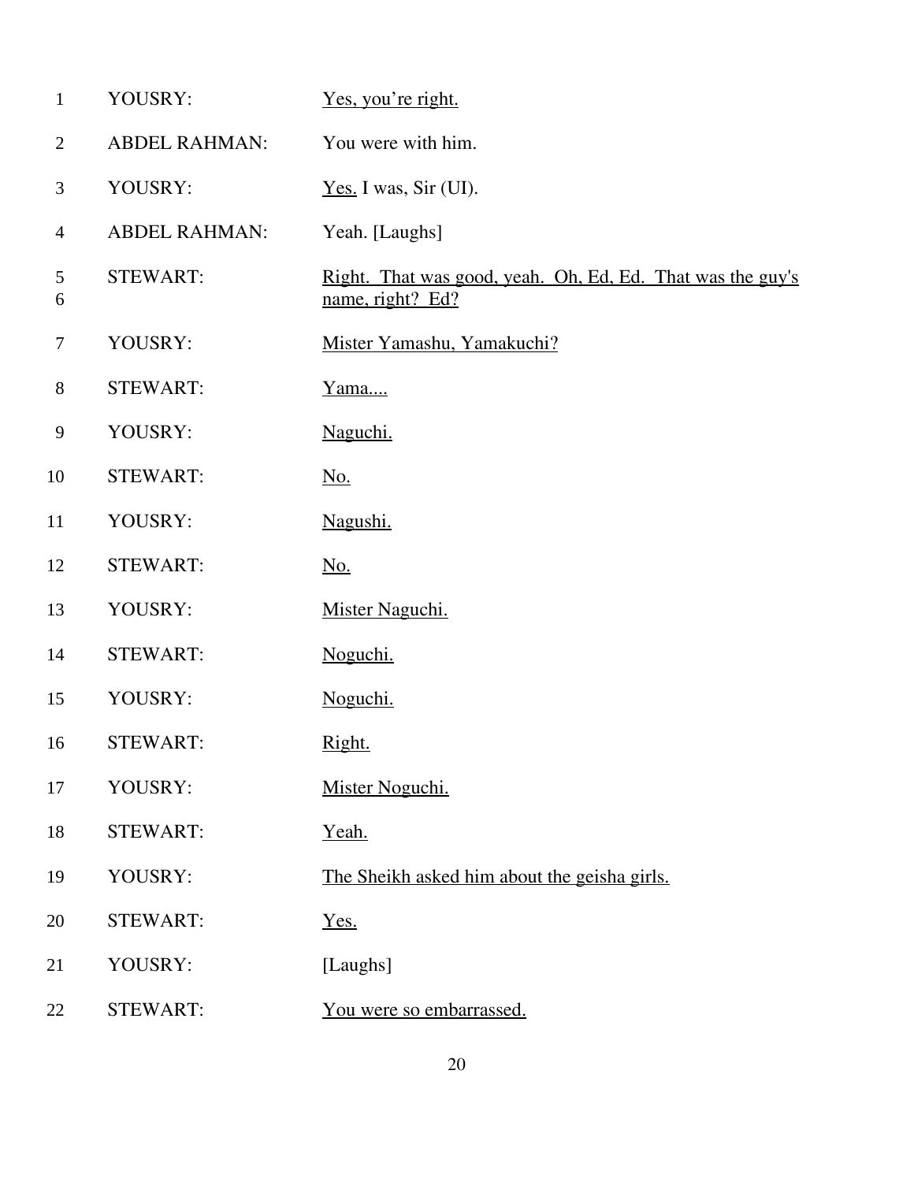| | | |
|---|---|---|
| 1 | YOUSRY: | Yes, you're right. |
| 2 | ABDEL RAHMAN: | You were with him. |
| 3 | YOUSRY: | Yes. I was, Sir (UI). |
| 4 | ABDEL RAHMAN: | Yeah. [Laughs] |
| 5<br>6 | STEWART: | Right. That was good, yeah. Oh, Ed, Ed. That was the guy's name, right? Ed? |
| 7 | YOUSRY: | Mister Yamashu, Yamakuchi? |
| 8 | STEWART: | Yama.... |
| 9 | YOUSRY: | Naguchi. |
| 10 | STEWART: | No. |
| 11 | YOUSRY: | Nagushi. |
| 12 | STEWART: | No. |
| 13 | YOUSRY: | Mister Naguchi. |
| 14 | STEWART: | Noguchi. |
| 15 | YOUSRY: | Noguchi. |
| 16 | STEWART: | Right. |
| 17 | YOUSRY: | Mister Noguchi. |
| 18 | STEWART: | Yeah. |
| 19 | YOUSRY: | The Sheikh asked him about the geisha girls. |
| 20 | STEWART: | Yes. |
| 21 | YOUSRY: | [Laughs] |
| 22 | STEWART: | You were so embarrassed. |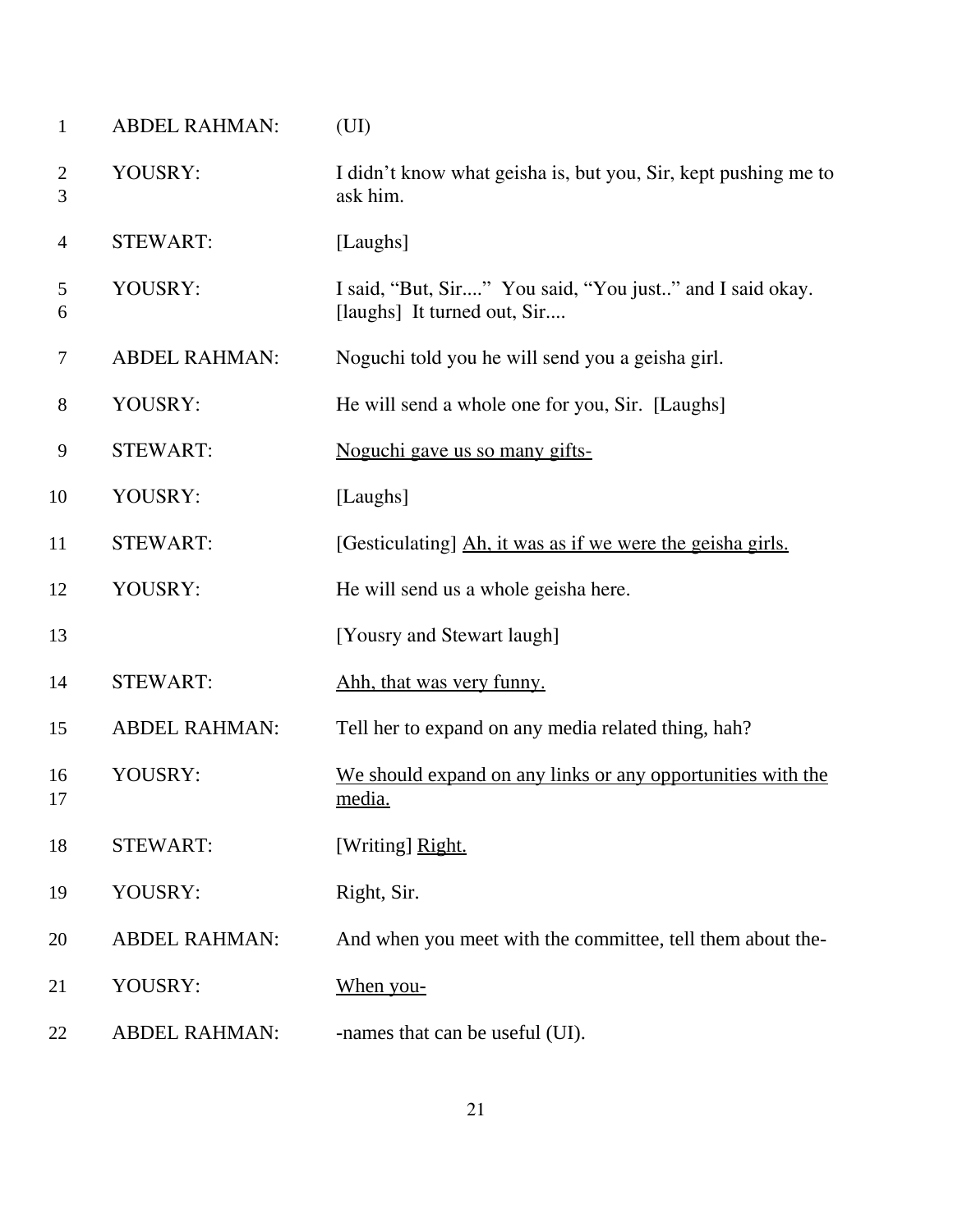| | | |
|---|---|---|
| 1 | ABDEL RAHMAN: | (UI) |
| 2<br>3 | YOUSRY: | I didn't know what geisha is, but you, Sir, kept pushing me to ask him. |
| 4 | STEWART: | [Laughs] |
| 5<br>6 | YOUSRY: | I said, "But, Sir...." You said, "You just.." and I said okay. [laughs] It turned out, Sir.... |
| 7 | ABDEL RAHMAN: | Noguchi told you he will send you a geisha girl. |
| 8 | YOUSRY: | He will send a whole one for you, Sir. [Laughs] |
| 9 | STEWART: | <u>Noguchi gave us so many gifts-</u> |
| 10 | YOUSRY: | [Laughs] |
| 11 | STEWART: | [Gesticulating] <u>Ah, it was as if we were the geisha girls.</u> |
| 12 | YOUSRY: | He will send us a whole geisha here. |
| 13 | | [Yousry and Stewart laugh] |
| 14 | STEWART: | <u>Ahh, that was very funny.</u> |
| 15 | ABDEL RAHMAN: | Tell her to expand on any media related thing, hah? |
| 16<br>17 | YOUSRY: | <u>We should expand on any links or any opportunities with the media.</u> |
| 18 | STEWART: | [Writing] <u>Right.</u> |
| 19 | YOUSRY: | Right, Sir. |
| 20 | ABDEL RAHMAN: | And when you meet with the committee, tell them about the- |
| 21 | YOUSRY: | <u>When you-</u> |
| 22 | ABDEL RAHMAN: | -names that can be useful (UI). |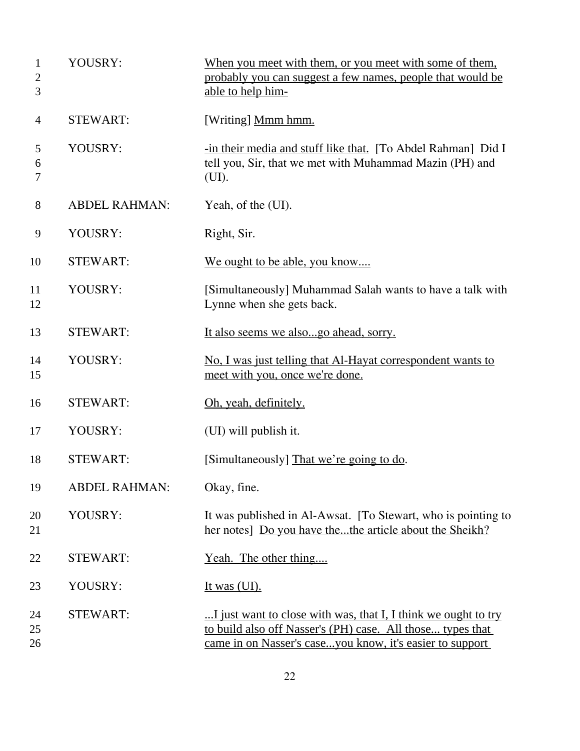| | | |
|---|---|---|
| 1<br>2<br>3 | YOUSRY: | <u>When you meet with them, or you meet with some of them, probably you can suggest a few names, people that would be able to help him-</u> |
| 4 | STEWART: | [Writing] <u>Mmm hmm.</u> |
| 5<br>6<br>7 | YOUSRY: | <u>-in their media and stuff like that.</u> [To Abdel Rahman] Did I tell you, Sir, that we met with Muhammad Mazin (PH) and (UI). |
| 8 | ABDEL RAHMAN: | Yeah, of the (UI). |
| 9 | YOUSRY: | Right, Sir. |
| 10 | STEWART: | <u>We ought to be able, you know....</u> |
| 11<br>12 | YOUSRY: | [Simultaneously] Muhammad Salah wants to have a talk with Lynne when she gets back. |
| 13 | STEWART: | <u>It also seems we also...go ahead, sorry.</u> |
| 14<br>15 | YOUSRY: | <u>No, I was just telling that Al-Hayat correspondent wants to meet with you, once we're done.</u> |
| 16 | STEWART: | <u>Oh, yeah, definitely.</u> |
| 17 | YOUSRY: | (UI) will publish it. |
| 18 | STEWART: | [Simultaneously] <u>That we're going to do</u>. |
| 19 | ABDEL RAHMAN: | Okay, fine. |
| 20<br>21 | YOUSRY: | It was published in Al-Awsat. [To Stewart, who is pointing to her notes] <u>Do you have the...the article about the Sheikh?</u> |
| 22 | STEWART: | <u>Yeah. The other thing....</u> |
| 23 | YOUSRY: | <u>It was (UI).</u> |
| 24<br>25<br>26 | STEWART: | <u>...I just want to close with was, that I, I think we ought to try to build also off Nasser's (PH) case. All those... types that came in on Nasser's case...you know, it's easier to support</u> |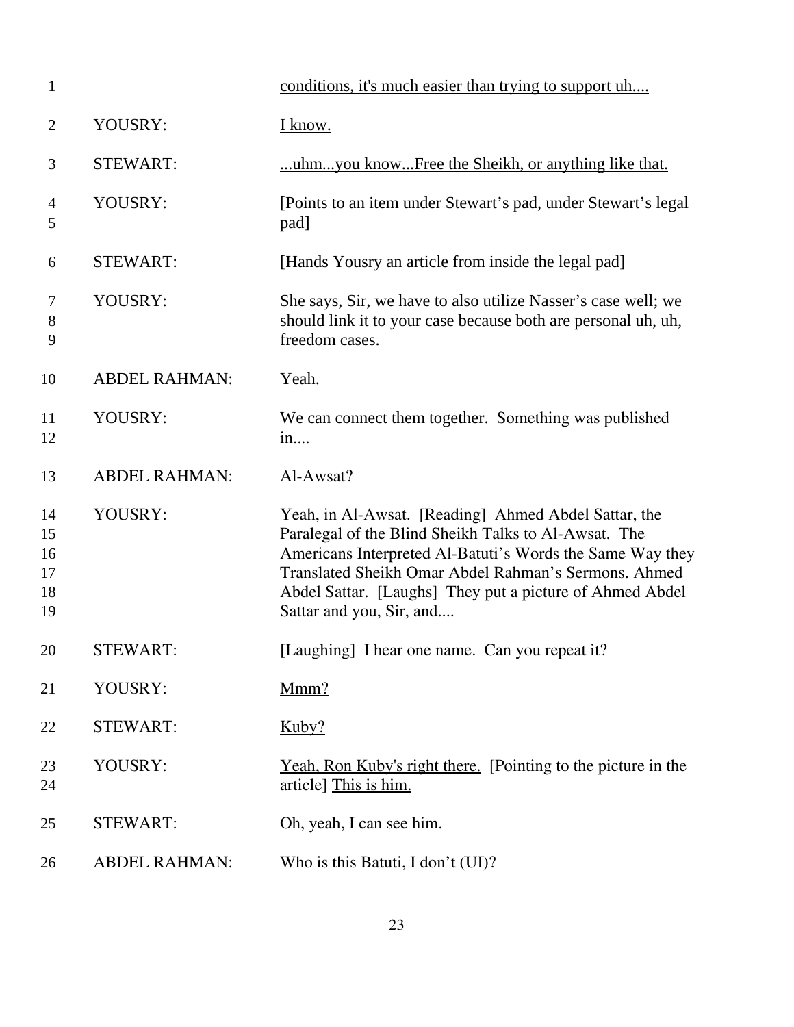| | | |
|---|---|---|
| 1 | | <u>conditions, it's much easier than trying to support uh....</u> |
| 2 | YOUSRY: | <u>I know.</u> |
| 3 | STEWART: | <u>...uhm...you know...Free the Sheikh, or anything like that.</u> |
| 4<br>5 | YOUSRY: | [Points to an item under Stewart's pad, under Stewart's legal pad] |
| 6 | STEWART: | [Hands Yousry an article from inside the legal pad] |
| 7<br>8<br>9 | YOUSRY: | She says, Sir, we have to also utilize Nasser's case well; we should link it to your case because both are personal uh, uh, freedom cases. |
| 10 | ABDEL RAHMAN: | Yeah. |
| 11<br>12 | YOUSRY: | We can connect them together. Something was published in.... |
| 13 | ABDEL RAHMAN: | Al-Awsat? |
| 14<br>15<br>16<br>17<br>18<br>19 | YOUSRY: | Yeah, in Al-Awsat. [Reading] Ahmed Abdel Sattar, the Paralegal of the Blind Sheikh Talks to Al-Awsat. The Americans Interpreted Al-Batuti's Words the Same Way they Translated Sheikh Omar Abdel Rahman's Sermons. Ahmed Abdel Sattar. [Laughs] They put a picture of Ahmed Abdel Sattar and you, Sir, and.... |
| 20 | STEWART: | [Laughing] <u>I hear one name. Can you repeat it?</u> |
| 21 | YOUSRY: | <u>Mmm?</u> |
| 22 | STEWART: | <u>Kuby?</u> |
| 23<br>24 | YOUSRY: | <u>Yeah, Ron Kuby's right there.</u> [Pointing to the picture in the article] <u>This is him.</u> |
| 25 | STEWART: | <u>Oh, yeah, I can see him.</u> |
| 26 | ABDEL RAHMAN: | Who is this Batuti, I don't (UI)? |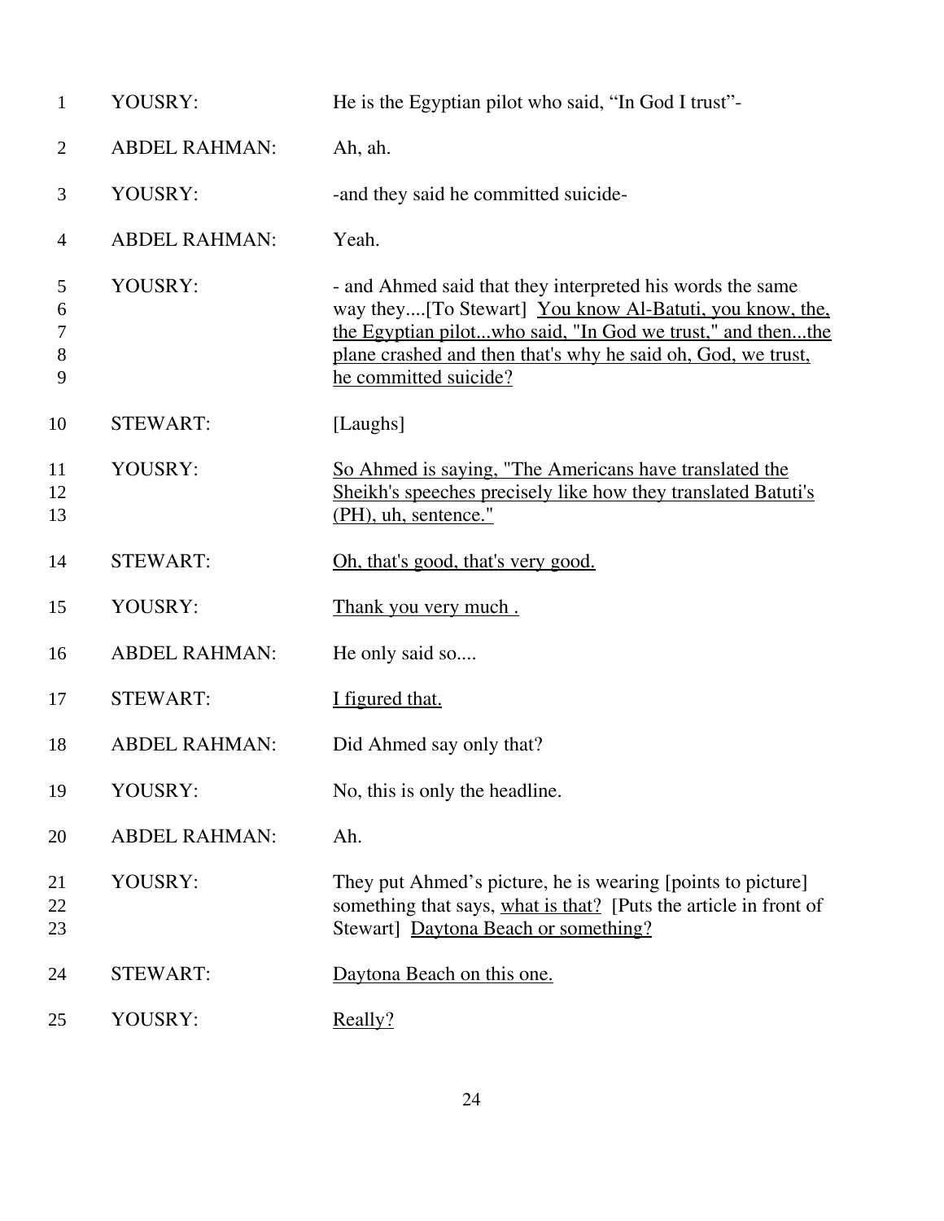| Line | Speaker | Text |
|---|---|---|
| 1 | YOUSRY: | He is the Egyptian pilot who said, “In God I trust”- |
| 2 | ABDEL RAHMAN: | Ah, ah. |
| 3 | YOUSRY: | -and they said he committed suicide- |
| 4 | ABDEL RAHMAN: | Yeah. |
| 5–9 | YOUSRY: | - and Ahmed said that they interpreted his words the same way they....[To Stewart] <u>You know Al-Batuti, you know, the, the Egyptian pilot...who said, "In God we trust," and then...the plane crashed and then that's why he said oh, God, we trust, he committed suicide?</u> |
| 10 | STEWART: | [Laughs] |
| 11–13 | YOUSRY: | <u>So Ahmed is saying, "The Americans have translated the Sheikh's speeches precisely like how they translated Batuti's (PH), uh, sentence."</u> |
| 14 | STEWART: | <u>Oh, that's good, that's very good.</u> |
| 15 | YOUSRY: | <u>Thank you very much .</u> |
| 16 | ABDEL RAHMAN: | He only said so.... |
| 17 | STEWART: | <u>I figured that.</u> |
| 18 | ABDEL RAHMAN: | Did Ahmed say only that? |
| 19 | YOUSRY: | No, this is only the headline. |
| 20 | ABDEL RAHMAN: | Ah. |
| 21–23 | YOUSRY: | They put Ahmed’s picture, he is wearing [points to picture] something that says, <u>what is that?</u> [Puts the article in front of Stewart] <u>Daytona Beach or something?</u> |
| 24 | STEWART: | <u>Daytona Beach on this one.</u> |
| 25 | YOUSRY: | <u>Really?</u> |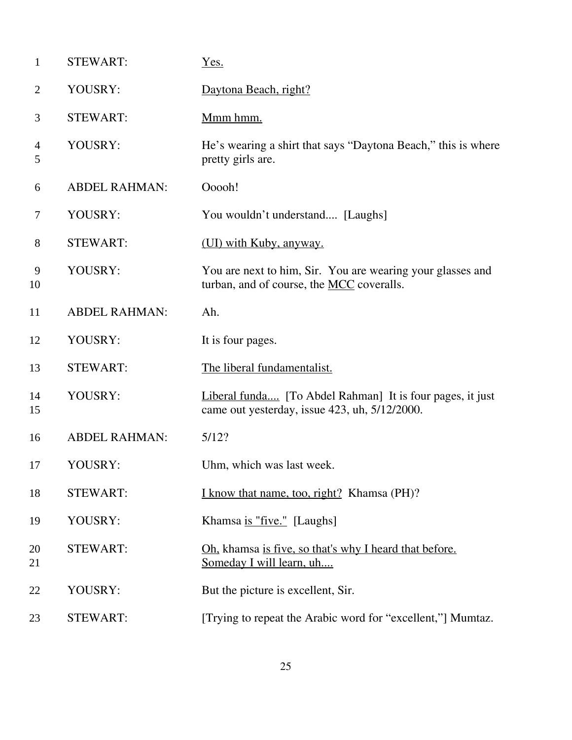| | | |
|---|---|---|
| 1 | STEWART: | <u>Yes.</u> |
| 2 | YOUSRY: | <u>Daytona Beach, right?</u> |
| 3 | STEWART: | <u>Mmm hmm.</u> |
| 4<br>5 | YOUSRY: | He's wearing a shirt that says "Daytona Beach," this is where pretty girls are. |
| 6 | ABDEL RAHMAN: | Ooooh! |
| 7 | YOUSRY: | You wouldn't understand.... [Laughs] |
| 8 | STEWART: | <u>(UI) with Kuby, anyway.</u> |
| 9<br>10 | YOUSRY: | You are next to him, Sir. You are wearing your glasses and turban, and of course, the <u>MCC</u> coveralls. |
| 11 | ABDEL RAHMAN: | Ah. |
| 12 | YOUSRY: | It is four pages. |
| 13 | STEWART: | <u>The liberal fundamentalist.</u> |
| 14<br>15 | YOUSRY: | <u>Liberal funda....</u> [To Abdel Rahman] It is four pages, it just came out yesterday, issue 423, uh, 5/12/2000. |
| 16 | ABDEL RAHMAN: | 5/12? |
| 17 | YOUSRY: | Uhm, which was last week. |
| 18 | STEWART: | <u>I know that name, too, right?</u> Khamsa (PH)? |
| 19 | YOUSRY: | Khamsa <u>is "five."</u> [Laughs] |
| 20<br>21 | STEWART: | <u>Oh,</u> khamsa <u>is five, so that's why I heard that before. Someday I will learn, uh....</u> |
| 22 | YOUSRY: | But the picture is excellent, Sir. |
| 23 | STEWART: | [Trying to repeat the Arabic word for "excellent,"] Mumtaz. |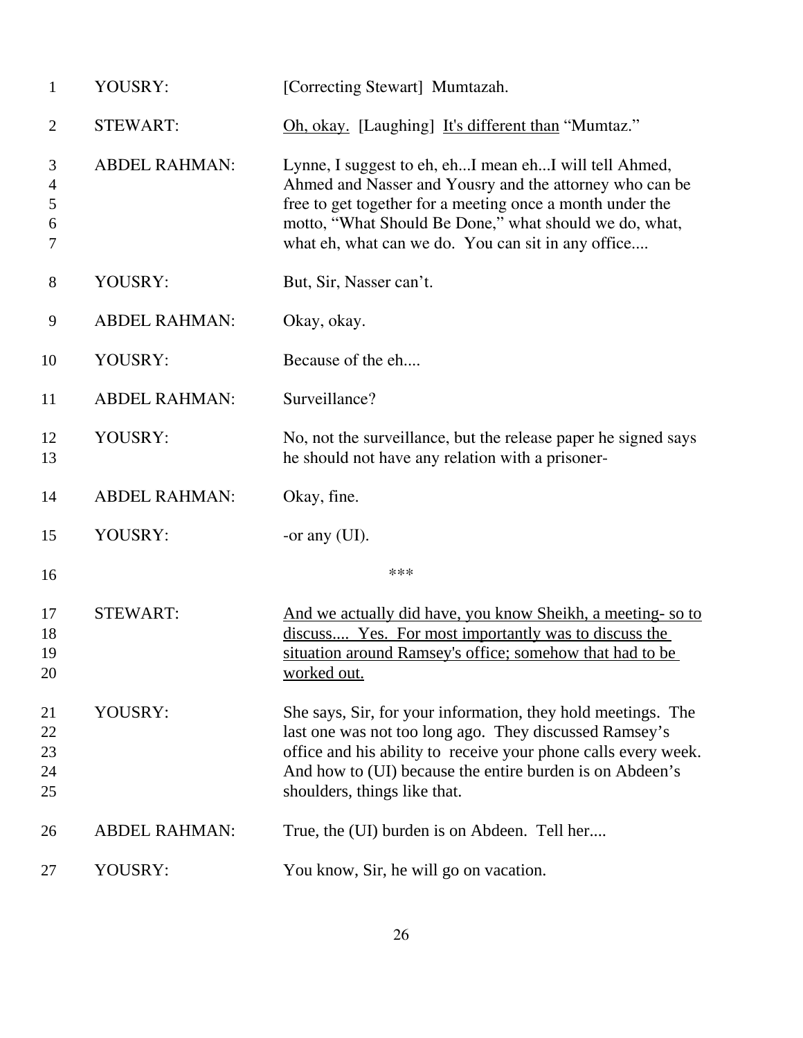| | | |
|---|---|---|
| 1 | YOUSRY: | [Correcting Stewart] Mumtazah. |
| 2 | STEWART: | <u>Oh, okay.</u> [Laughing] <u>It's different than</u> "Mumtaz." |
| 3<br>4<br>5<br>6<br>7 | ABDEL RAHMAN: | Lynne, I suggest to eh, eh...I mean eh...I will tell Ahmed, Ahmed and Nasser and Yousry and the attorney who can be free to get together for a meeting once a month under the motto, "What Should Be Done," what should we do, what, what eh, what can we do. You can sit in any office.... |
| 8 | YOUSRY: | But, Sir, Nasser can't. |
| 9 | ABDEL RAHMAN: | Okay, okay. |
| 10 | YOUSRY: | Because of the eh.... |
| 11 | ABDEL RAHMAN: | Surveillance? |
| 12<br>13 | YOUSRY: | No, not the surveillance, but the release paper he signed says he should not have any relation with a prisoner- |
| 14 | ABDEL RAHMAN: | Okay, fine. |
| 15 | YOUSRY: | -or any (UI). |
| 16 | | *** |
| 17<br>18<br>19<br>20 | STEWART: | <u>And we actually did have, you know Sheikh, a meeting- so to discuss.... Yes. For most importantly was to discuss the situation around Ramsey's office; somehow that had to be worked out.</u> |
| 21<br>22<br>23<br>24<br>25 | YOUSRY: | She says, Sir, for your information, they hold meetings. The last one was not too long ago. They discussed Ramsey's office and his ability to receive your phone calls every week. And how to (UI) because the entire burden is on Abdeen's shoulders, things like that. |
| 26 | ABDEL RAHMAN: | True, the (UI) burden is on Abdeen. Tell her.... |
| 27 | YOUSRY: | You know, Sir, he will go on vacation. |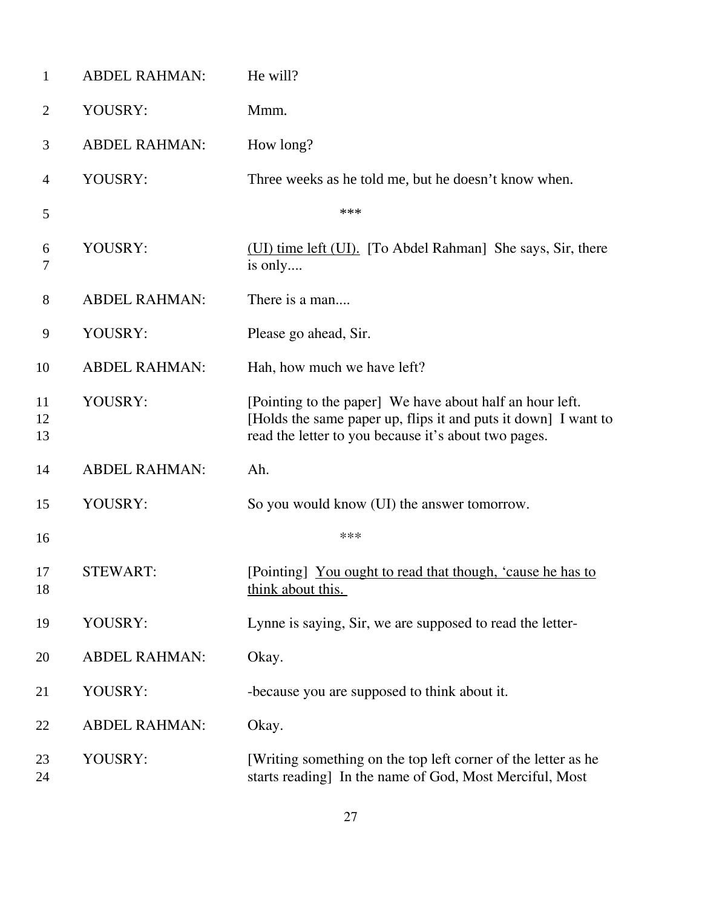| | | |
|---|---|---|
| 1 | ABDEL RAHMAN: | He will? |
| 2 | YOUSRY: | Mmm. |
| 3 | ABDEL RAHMAN: | How long? |
| 4 | YOUSRY: | Three weeks as he told me, but he doesn't know when. |
| 5 | | *** |
| 6<br>7 | YOUSRY: | <u>(UI) time left (UI).</u> [To Abdel Rahman] She says, Sir, there is only.... |
| 8 | ABDEL RAHMAN: | There is a man.... |
| 9 | YOUSRY: | Please go ahead, Sir. |
| 10 | ABDEL RAHMAN: | Hah, how much we have left? |
| 11<br>12<br>13 | YOUSRY: | [Pointing to the paper] We have about half an hour left. [Holds the same paper up, flips it and puts it down] I want to read the letter to you because it's about two pages. |
| 14 | ABDEL RAHMAN: | Ah. |
| 15 | YOUSRY: | So you would know (UI) the answer tomorrow. |
| 16 | | *** |
| 17<br>18 | STEWART: | [Pointing] <u>You ought to read that though, 'cause he has to think about this.</u> |
| 19 | YOUSRY: | Lynne is saying, Sir, we are supposed to read the letter- |
| 20 | ABDEL RAHMAN: | Okay. |
| 21 | YOUSRY: | -because you are supposed to think about it. |
| 22 | ABDEL RAHMAN: | Okay. |
| 23<br>24 | YOUSRY: | [Writing something on the top left corner of the letter as he starts reading] In the name of God, Most Merciful, Most |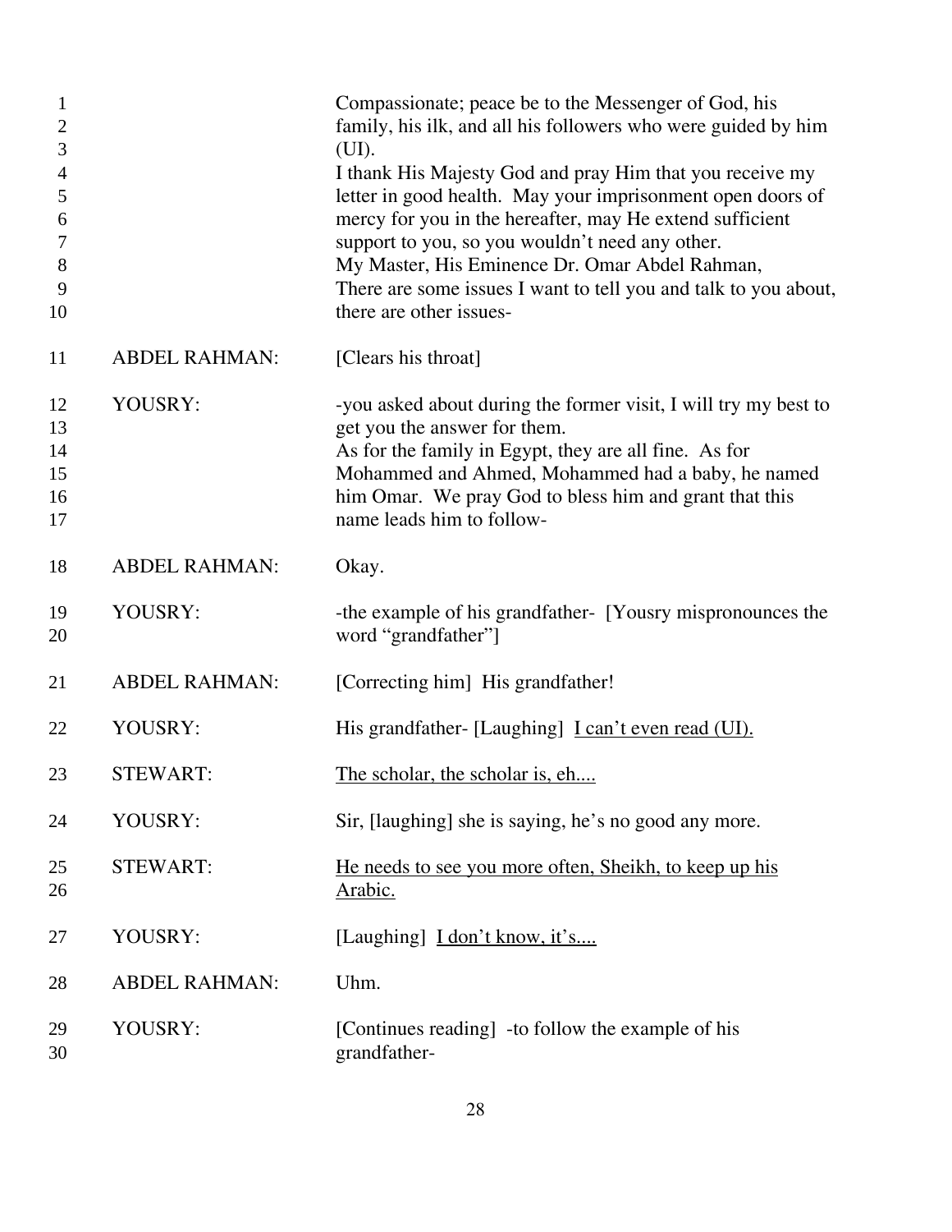Compassionate; peace be to the Messenger of God, his family, his ilk, and all his followers who were guided by him (UI).
I thank His Majesty God and pray Him that you receive my letter in good health. May your imprisonment open doors of mercy for you in the hereafter, may He extend sufficient support to you, so you wouldn't need any other.
My Master, His Eminence Dr. Omar Abdel Rahman,
There are some issues I want to tell you and talk to you about, there are other issues-

ABDEL RAHMAN: [Clears his throat]

YOUSRY: -you asked about during the former visit, I will try my best to get you the answer for them.
As for the family in Egypt, they are all fine. As for Mohammed and Ahmed, Mohammed had a baby, he named him Omar. We pray God to bless him and grant that this name leads him to follow-

ABDEL RAHMAN: Okay.

YOUSRY: -the example of his grandfather- [Yousry mispronounces the word "grandfather"]

ABDEL RAHMAN: [Correcting him] His grandfather!

YOUSRY: His grandfather- [Laughing] <u>I can't even read (UI).</u>

STEWART: <u>The scholar, the scholar is, eh....</u>

YOUSRY: Sir, [laughing] she is saying, he's no good any more.

STEWART: <u>He needs to see you more often, Sheikh, to keep up his Arabic.</u>

YOUSRY: [Laughing] <u>I don't know, it's....</u>

ABDEL RAHMAN: Uhm.

YOUSRY: [Continues reading] -to follow the example of his grandfather-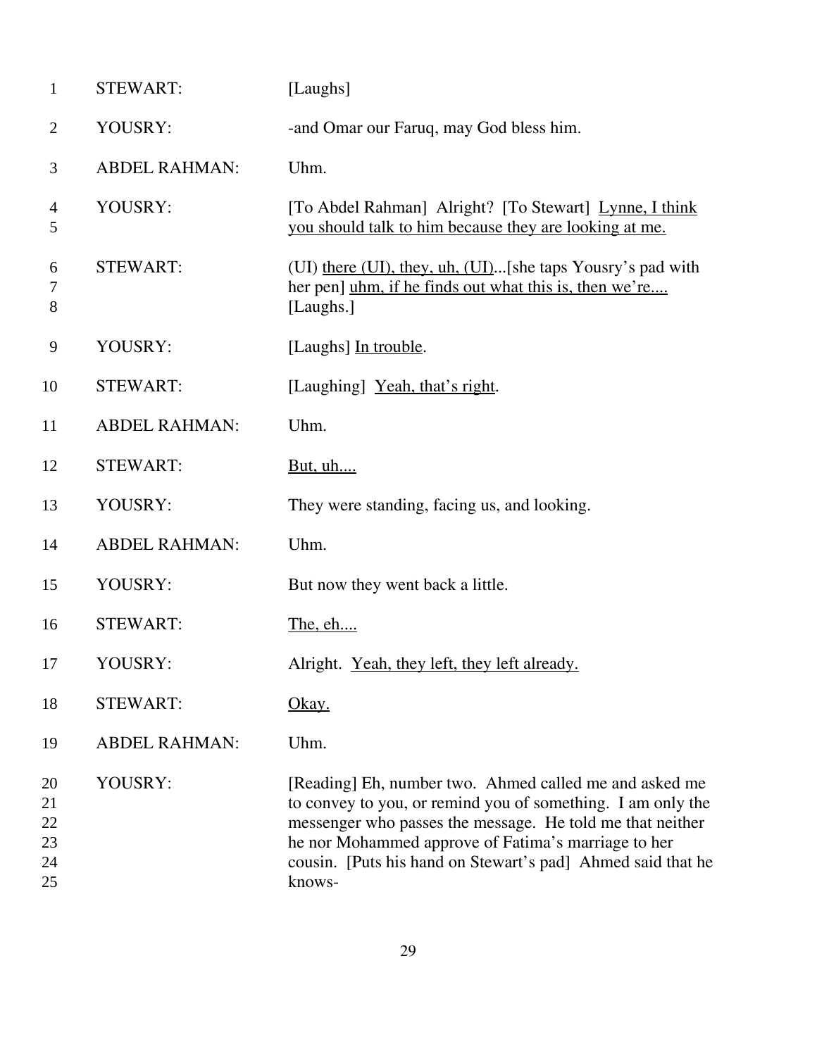| | | |
|---|---|---|
| 1 | STEWART: | [Laughs] |
| 2 | YOUSRY: | -and Omar our Faruq, may God bless him. |
| 3 | ABDEL RAHMAN: | Uhm. |
| 4<br>5 | YOUSRY: | [To Abdel Rahman] Alright? [To Stewart] <u>Lynne, I think you should talk to him because they are looking at me.</u> |
| 6<br>7<br>8 | STEWART: | (UI) <u>there (UI), they, uh, (UI)</u>...[she taps Yousry's pad with her pen] <u>uhm, if he finds out what this is, then we're....</u> [Laughs.] |
| 9 | YOUSRY: | [Laughs] <u>In trouble</u>. |
| 10 | STEWART: | [Laughing] <u>Yeah, that's right</u>. |
| 11 | ABDEL RAHMAN: | Uhm. |
| 12 | STEWART: | <u>But, uh....</u> |
| 13 | YOUSRY: | They were standing, facing us, and looking. |
| 14 | ABDEL RAHMAN: | Uhm. |
| 15 | YOUSRY: | But now they went back a little. |
| 16 | STEWART: | <u>The, eh....</u> |
| 17 | YOUSRY: | Alright. <u>Yeah, they left, they left already.</u> |
| 18 | STEWART: | <u>Okay.</u> |
| 19 | ABDEL RAHMAN: | Uhm. |
| 20<br>21<br>22<br>23<br>24<br>25 | YOUSRY: | [Reading] Eh, number two. Ahmed called me and asked me to convey to you, or remind you of something. I am only the messenger who passes the message. He told me that neither he nor Mohammed approve of Fatima's marriage to her cousin. [Puts his hand on Stewart's pad] Ahmed said that he knows- |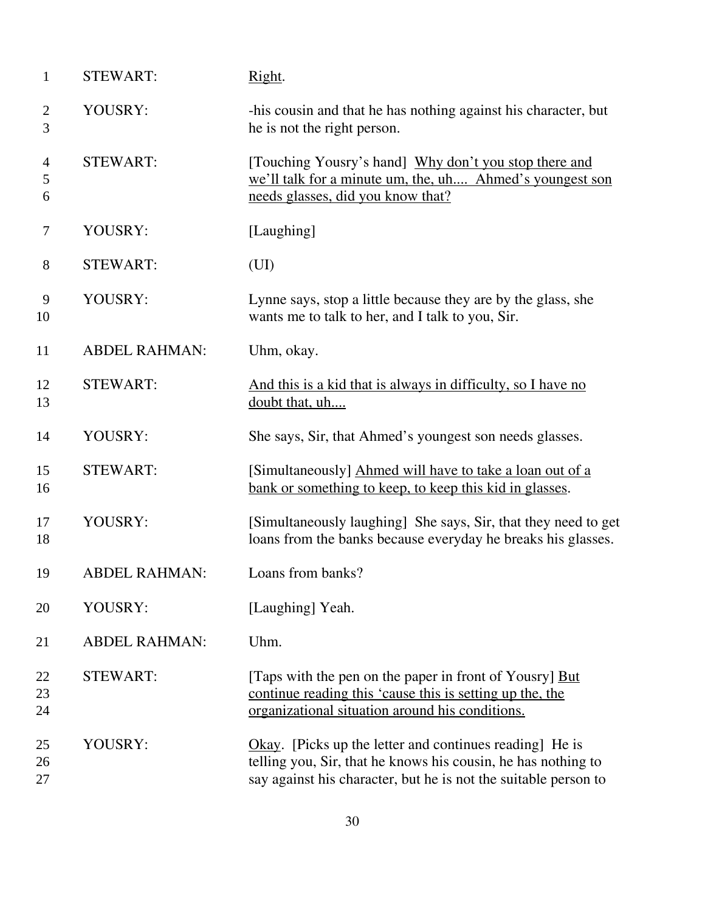| | | |
|---|---|---|
| 1 | STEWART: | <u>Right</u>. |
| 2<br>3 | YOUSRY: | -his cousin and that he has nothing against his character, but he is not the right person. |
| 4<br>5<br>6 | STEWART: | [Touching Yousry's hand] <u>Why don't you stop there and we'll talk for a minute um, the, uh.... Ahmed's youngest son needs glasses, did you know that?</u> |
| 7 | YOUSRY: | [Laughing] |
| 8 | STEWART: | (UI) |
| 9<br>10 | YOUSRY: | Lynne says, stop a little because they are by the glass, she wants me to talk to her, and I talk to you, Sir. |
| 11 | ABDEL RAHMAN: | Uhm, okay. |
| 12<br>13 | STEWART: | <u>And this is a kid that is always in difficulty, so I have no doubt that, uh....</u> |
| 14 | YOUSRY: | She says, Sir, that Ahmed's youngest son needs glasses. |
| 15<br>16 | STEWART: | [Simultaneously] <u>Ahmed will have to take a loan out of a bank or something to keep, to keep this kid in glasses</u>. |
| 17<br>18 | YOUSRY: | [Simultaneously laughing] She says, Sir, that they need to get loans from the banks because everyday he breaks his glasses. |
| 19 | ABDEL RAHMAN: | Loans from banks? |
| 20 | YOUSRY: | [Laughing] Yeah. |
| 21 | ABDEL RAHMAN: | Uhm. |
| 22<br>23<br>24 | STEWART: | [Taps with the pen on the paper in front of Yousry] <u>But continue reading this 'cause this is setting up the, the organizational situation around his conditions.</u> |
| 25<br>26<br>27 | YOUSRY: | <u>Okay</u>. [Picks up the letter and continues reading] He is telling you, Sir, that he knows his cousin, he has nothing to say against his character, but he is not the suitable person to |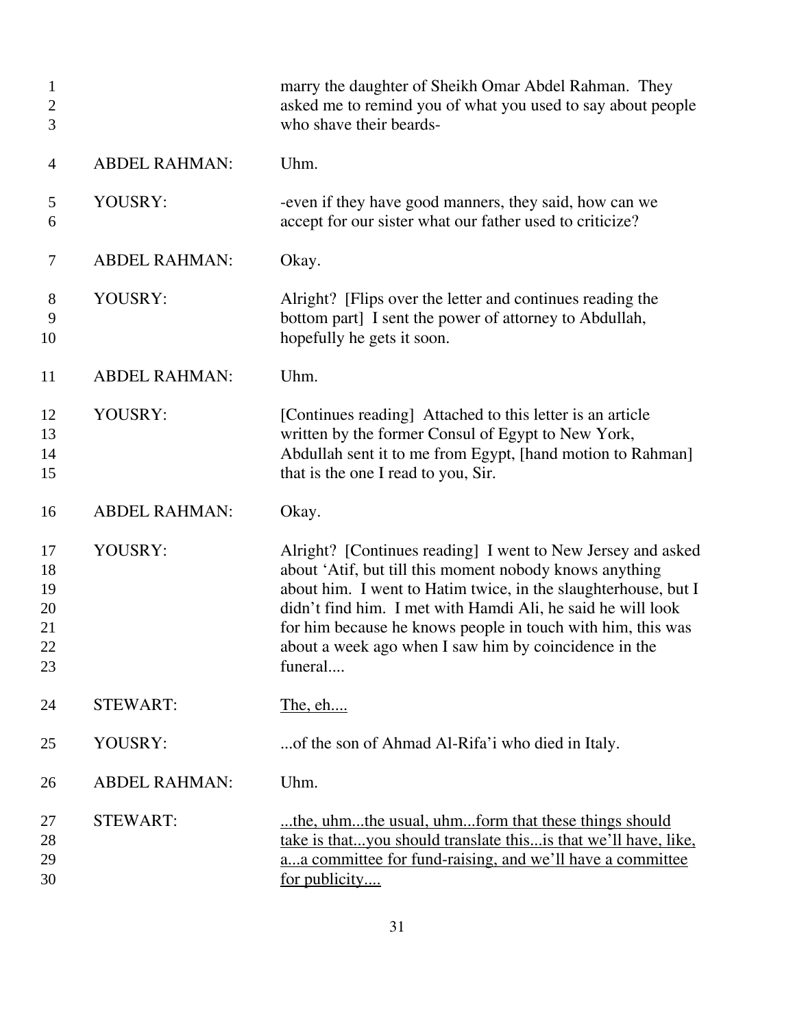| | |
|---|---|
| | marry the daughter of Sheikh Omar Abdel Rahman. They asked me to remind you of what you used to say about people who shave their beards- |
| ABDEL RAHMAN: | Uhm. |
| YOUSRY: | -even if they have good manners, they said, how can we accept for our sister what our father used to criticize? |
| ABDEL RAHMAN: | Okay. |
| YOUSRY: | Alright? [Flips over the letter and continues reading the bottom part] I sent the power of attorney to Abdullah, hopefully he gets it soon. |
| ABDEL RAHMAN: | Uhm. |
| YOUSRY: | [Continues reading] Attached to this letter is an article written by the former Consul of Egypt to New York, Abdullah sent it to me from Egypt, [hand motion to Rahman] that is the one I read to you, Sir. |
| ABDEL RAHMAN: | Okay. |
| YOUSRY: | Alright? [Continues reading] I went to New Jersey and asked about 'Atif, but till this moment nobody knows anything about him. I went to Hatim twice, in the slaughterhouse, but I didn't find him. I met with Hamdi Ali, he said he will look for him because he knows people in touch with him, this was about a week ago when I saw him by coincidence in the funeral.... |
| STEWART: | <u>The, eh....</u> |
| YOUSRY: | ...of the son of Ahmad Al-Rifa'i who died in Italy. |
| ABDEL RAHMAN: | Uhm. |
| STEWART: | <u>...the, uhm...the usual, uhm...form that these things should take is that...you should translate this...is that we'll have, like, a...a committee for fund-raising, and we'll have a committee for publicity....</u> |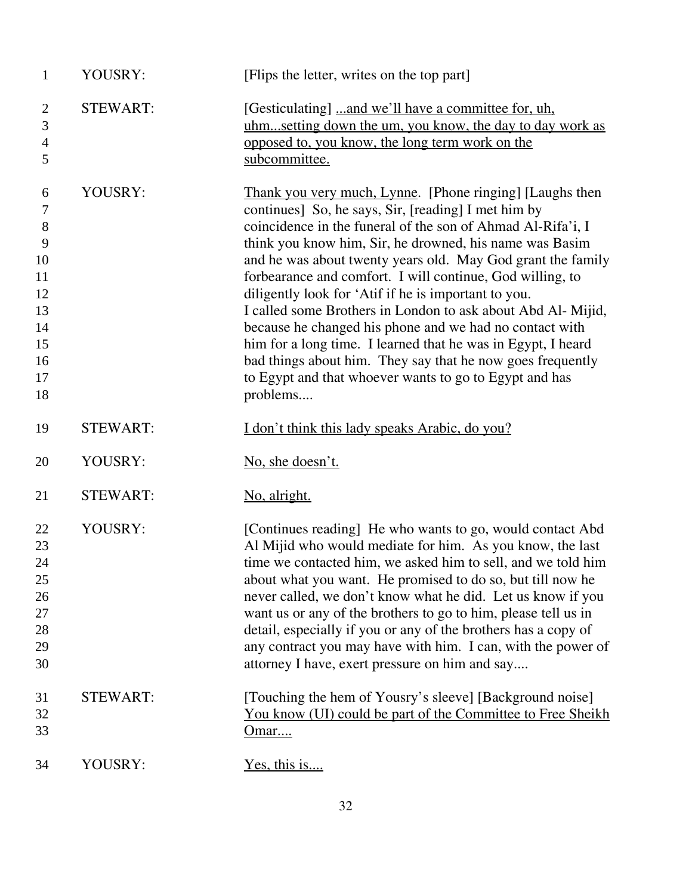| | | |
|---|---|---|
| 1 | YOUSRY: | [Flips the letter, writes on the top part] |
| 2-5 | STEWART: | [Gesticulating] <u>...and we'll have a committee for, uh, uhm...setting down the um, you know, the day to day work as opposed to, you know, the long term work on the subcommittee.</u> |
| 6-18 | YOUSRY: | <u>Thank you very much, Lynne</u>. [Phone ringing] [Laughs then continues] So, he says, Sir, [reading] I met him by coincidence in the funeral of the son of Ahmad Al-Rifa'i, I think you know him, Sir, he drowned, his name was Basim and he was about twenty years old. May God grant the family forbearance and comfort. I will continue, God willing, to diligently look for 'Atif if he is important to you. I called some Brothers in London to ask about Abd Al- Mijid, because he changed his phone and we had no contact with him for a long time. I learned that he was in Egypt, I heard bad things about him. They say that he now goes frequently to Egypt and that whoever wants to go to Egypt and has problems.... |
| 19 | STEWART: | <u>I don't think this lady speaks Arabic, do you?</u> |
| 20 | YOUSRY: | <u>No, she doesn't.</u> |
| 21 | STEWART: | <u>No, alright.</u> |
| 22-30 | YOUSRY: | [Continues reading] He who wants to go, would contact Abd Al Mijid who would mediate for him. As you know, the last time we contacted him, we asked him to sell, and we told him about what you want. He promised to do so, but till now he never called, we don't know what he did. Let us know if you want us or any of the brothers to go to him, please tell us in detail, especially if you or any of the brothers has a copy of any contract you may have with him. I can, with the power of attorney I have, exert pressure on him and say.... |
| 31-33 | STEWART: | [Touching the hem of Yousry's sleeve] [Background noise] <u>You know (UI) could be part of the Committee to Free Sheikh Omar....</u> |
| 34 | YOUSRY: | <u>Yes, this is....</u> |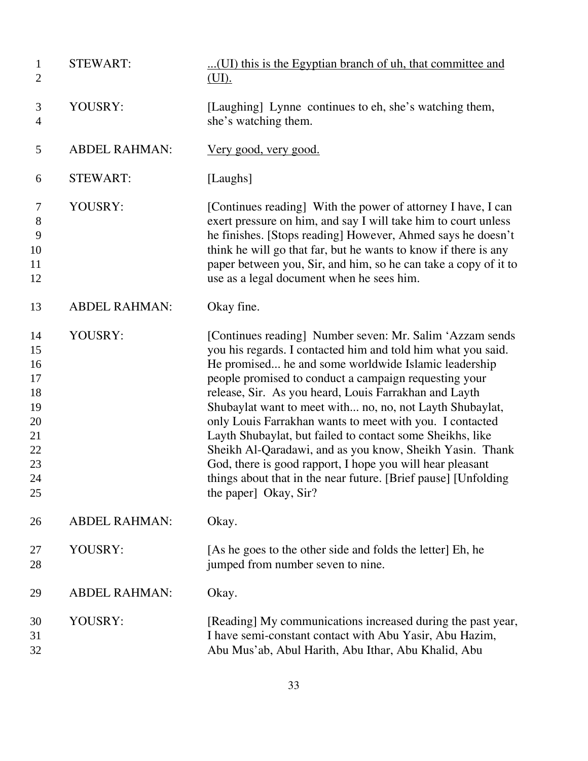| | | |
|---|---|---|
| 1<br>2 | STEWART: | <u>...(UI) this is the Egyptian branch of uh, that committee and (UI).</u> |
| 3<br>4 | YOUSRY: | [Laughing] Lynne continues to eh, she's watching them, she's watching them. |
| 5 | ABDEL RAHMAN: | <u>Very good, very good.</u> |
| 6 | STEWART: | [Laughs] |
| 7<br>8<br>9<br>10<br>11<br>12 | YOUSRY: | [Continues reading] With the power of attorney I have, I can exert pressure on him, and say I will take him to court unless he finishes. [Stops reading] However, Ahmed says he doesn't think he will go that far, but he wants to know if there is any paper between you, Sir, and him, so he can take a copy of it to use as a legal document when he sees him. |
| 13 | ABDEL RAHMAN: | Okay fine. |
| 14<br>15<br>16<br>17<br>18<br>19<br>20<br>21<br>22<br>23<br>24<br>25 | YOUSRY: | [Continues reading] Number seven: Mr. Salim 'Azzam sends you his regards. I contacted him and told him what you said. He promised... he and some worldwide Islamic leadership people promised to conduct a campaign requesting your release, Sir. As you heard, Louis Farrakhan and Layth Shubaylat want to meet with... no, no, not Layth Shubaylat, only Louis Farrakhan wants to meet with you. I contacted Layth Shubaylat, but failed to contact some Sheikhs, like Sheikh Al-Qaradawi, and as you know, Sheikh Yasin. Thank God, there is good rapport, I hope you will hear pleasant things about that in the near future. [Brief pause] [Unfolding the paper] Okay, Sir? |
| 26 | ABDEL RAHMAN: | Okay. |
| 27<br>28 | YOUSRY: | [As he goes to the other side and folds the letter] Eh, he jumped from number seven to nine. |
| 29 | ABDEL RAHMAN: | Okay. |
| 30<br>31<br>32 | YOUSRY: | [Reading] My communications increased during the past year, I have semi-constant contact with Abu Yasir, Abu Hazim, Abu Mus'ab, Abul Harith, Abu Ithar, Abu Khalid, Abu |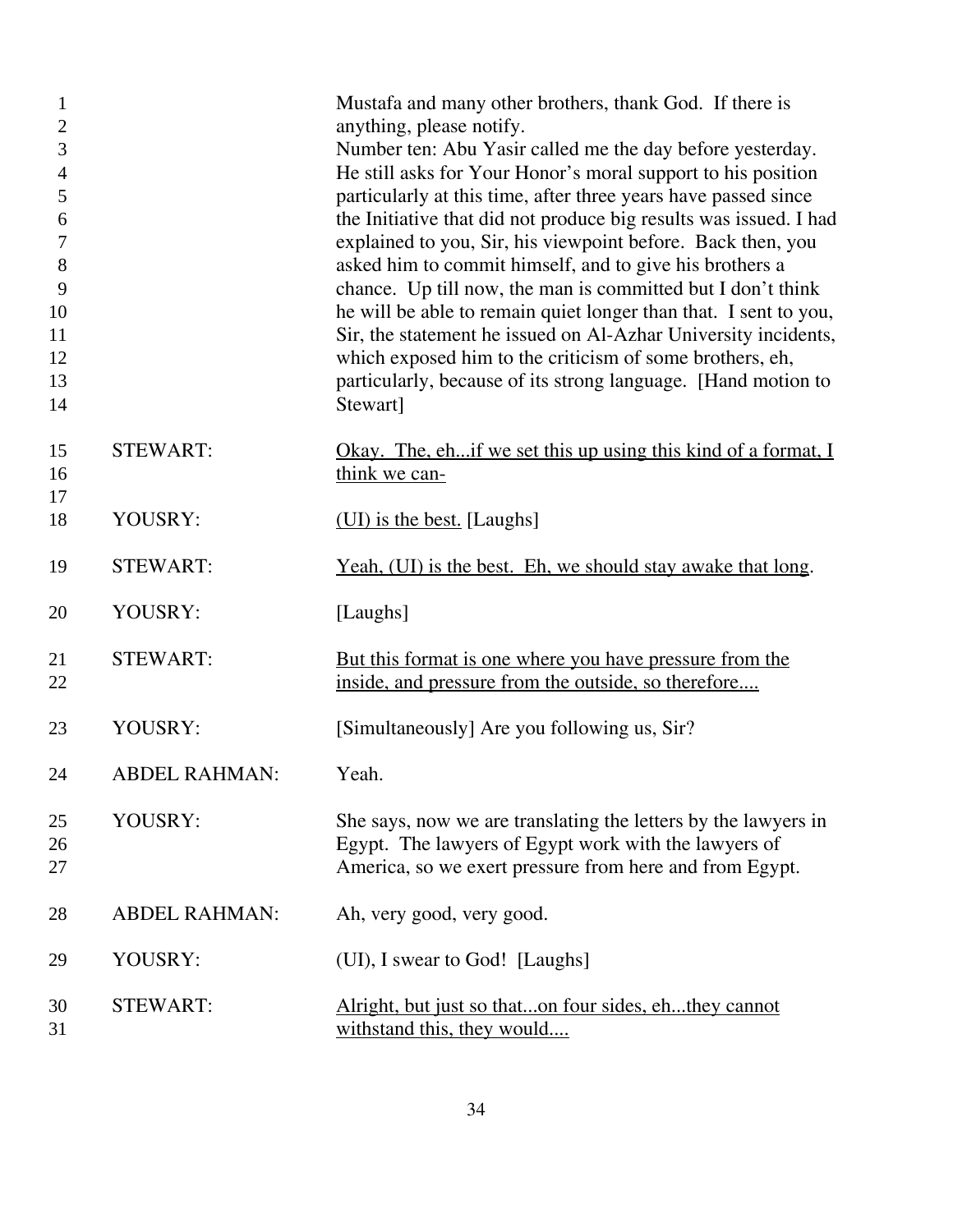|   |   |   |
|---|---|---|
| 1-14 |  | Mustafa and many other brothers, thank God. If there is anything, please notify. Number ten: Abu Yasir called me the day before yesterday. He still asks for Your Honor's moral support to his position particularly at this time, after three years have passed since the Initiative that did not produce big results was issued. I had explained to you, Sir, his viewpoint before. Back then, you asked him to commit himself, and to give his brothers a chance. Up till now, the man is committed but I don't think he will be able to remain quiet longer than that. I sent to you, Sir, the statement he issued on Al-Azhar University incidents, which exposed him to the criticism of some brothers, eh, particularly, because of its strong language. [Hand motion to Stewart] |
| 15-17 | STEWART: | <u>Okay. The, eh...if we set this up using this kind of a format, I think we can-</u> |
| 18 | YOUSRY: | <u>(UI) is the best.</u> [Laughs] |
| 19 | STEWART: | <u>Yeah, (UI) is the best. Eh, we should stay awake that long</u>. |
| 20 | YOUSRY: | [Laughs] |
| 21-22 | STEWART: | <u>But this format is one where you have pressure from the inside, and pressure from the outside, so therefore....</u> |
| 23 | YOUSRY: | [Simultaneously] Are you following us, Sir? |
| 24 | ABDEL RAHMAN: | Yeah. |
| 25-27 | YOUSRY: | She says, now we are translating the letters by the lawyers in Egypt. The lawyers of Egypt work with the lawyers of America, so we exert pressure from here and from Egypt. |
| 28 | ABDEL RAHMAN: | Ah, very good, very good. |
| 29 | YOUSRY: | (UI), I swear to God! [Laughs] |
| 30-31 | STEWART: | <u>Alright, but just so that...on four sides, eh...they cannot withstand this, they would....</u> |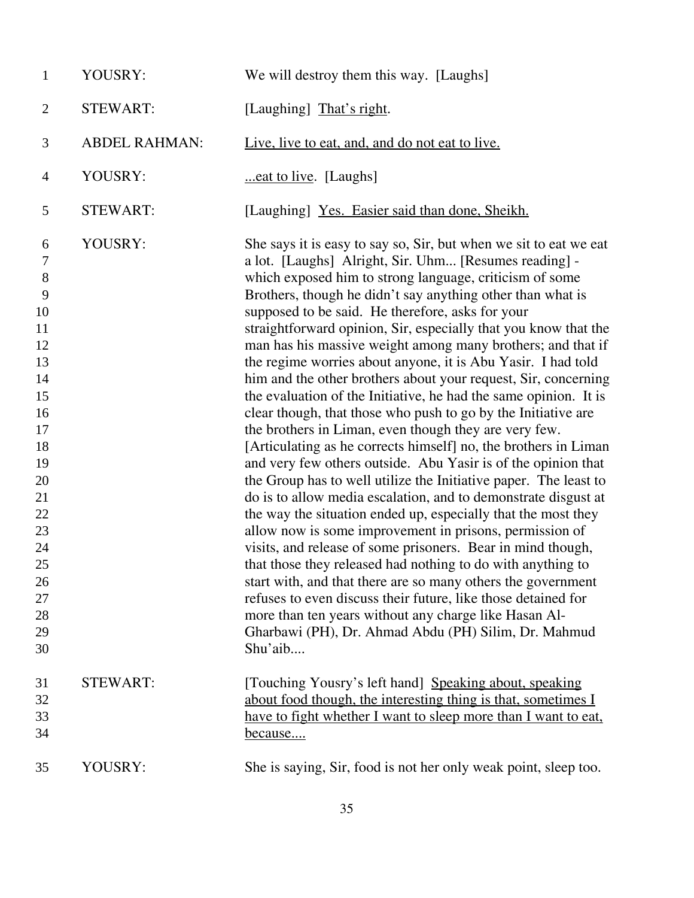| | | |
|---|---|---|
| 1 | YOUSRY: | We will destroy them this way. [Laughs] |
| 2 | STEWART: | [Laughing] <u>That's right</u>. |
| 3 | ABDEL RAHMAN: | <u>Live, live to eat, and, and do not eat to live.</u> |
| 4 | YOUSRY: | <u>...eat to live</u>. [Laughs] |
| 5 | STEWART: | [Laughing] <u>Yes. Easier said than done, Sheikh.</u> |
| 6–30 | YOUSRY: | She says it is easy to say so, Sir, but when we sit to eat we eat a lot. [Laughs] Alright, Sir. Uhm... [Resumes reading] - which exposed him to strong language, criticism of some Brothers, though he didn't say anything other than what is supposed to be said. He therefore, asks for your straightforward opinion, Sir, especially that you know that the man has his massive weight among many brothers; and that if the regime worries about anyone, it is Abu Yasir. I had told him and the other brothers about your request, Sir, concerning the evaluation of the Initiative, he had the same opinion. It is clear though, that those who push to go by the Initiative are the brothers in Liman, even though they are very few. [Articulating as he corrects himself] no, the brothers in Liman and very few others outside. Abu Yasir is of the opinion that the Group has to well utilize the Initiative paper. The least to do is to allow media escalation, and to demonstrate disgust at the way the situation ended up, especially that the most they allow now is some improvement in prisons, permission of visits, and release of some prisoners. Bear in mind though, that those they released had nothing to do with anything to start with, and that there are so many others the government refuses to even discuss their future, like those detained for more than ten years without any charge like Hasan Al-Gharbawi (PH), Dr. Ahmad Abdu (PH) Silim, Dr. Mahmud Shu'aib.... |
| 31–34 | STEWART: | [Touching Yousry's left hand] <u>Speaking about, speaking about food though, the interesting thing is that, sometimes I have to fight whether I want to sleep more than I want to eat, because....</u> |
| 35 | YOUSRY: | She is saying, Sir, food is not her only weak point, sleep too. |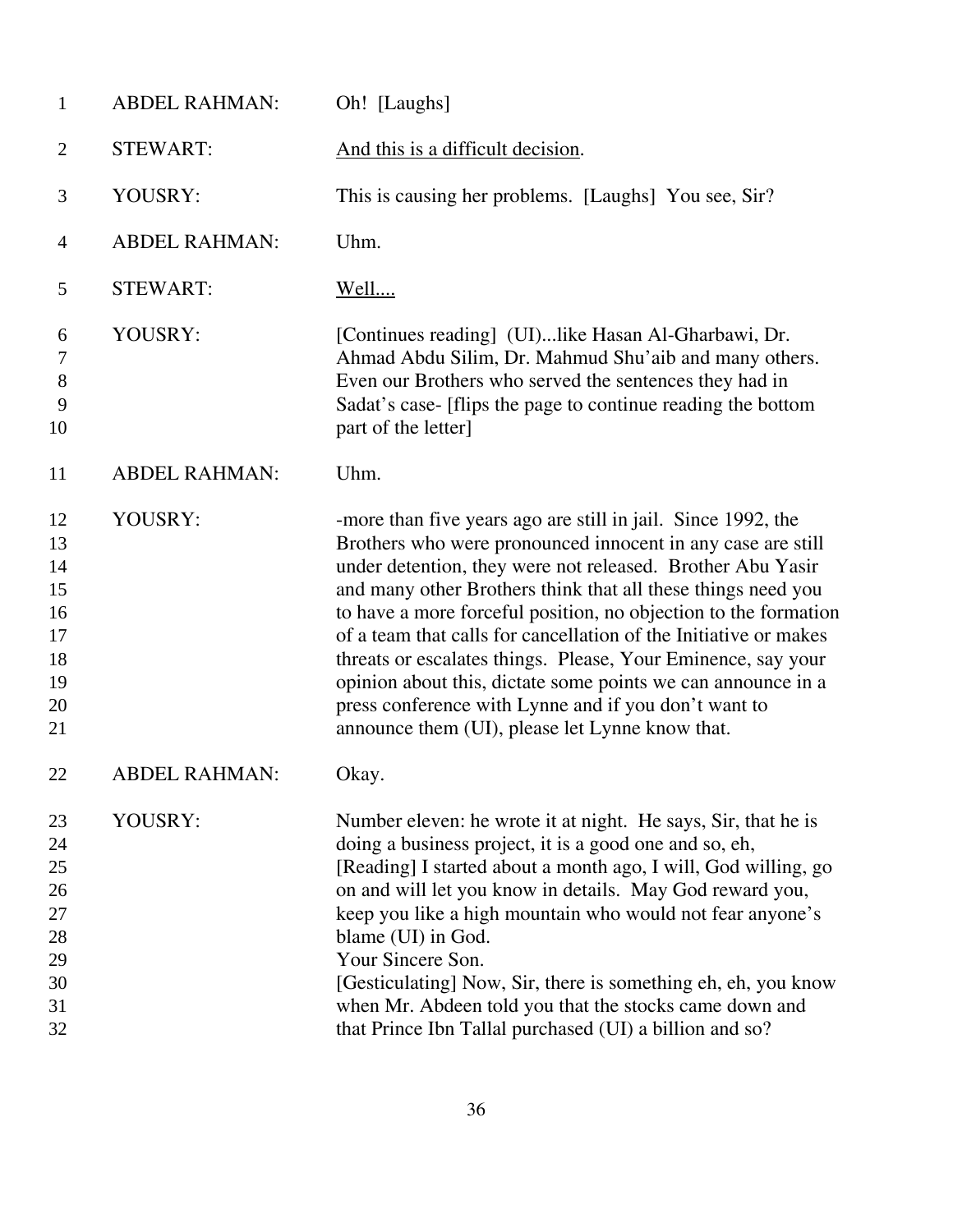| | | |
|---|---|---|
| 1 | ABDEL RAHMAN: | Oh! [Laughs] |
| 2 | STEWART: | <u>And this is a difficult decision</u>. |
| 3 | YOUSRY: | This is causing her problems. [Laughs] You see, Sir? |
| 4 | ABDEL RAHMAN: | Uhm. |
| 5 | STEWART: | <u>Well....</u> |
| 6–10 | YOUSRY: | [Continues reading] (UI)...like Hasan Al-Gharbawi, Dr. Ahmad Abdu Silim, Dr. Mahmud Shu'aib and many others. Even our Brothers who served the sentences they had in Sadat's case- [flips the page to continue reading the bottom part of the letter] |
| 11 | ABDEL RAHMAN: | Uhm. |
| 12–21 | YOUSRY: | -more than five years ago are still in jail. Since 1992, the Brothers who were pronounced innocent in any case are still under detention, they were not released. Brother Abu Yasir and many other Brothers think that all these things need you to have a more forceful position, no objection to the formation of a team that calls for cancellation of the Initiative or makes threats or escalates things. Please, Your Eminence, say your opinion about this, dictate some points we can announce in a press conference with Lynne and if you don't want to announce them (UI), please let Lynne know that. |
| 22 | ABDEL RAHMAN: | Okay. |
| 23–32 | YOUSRY: | Number eleven: he wrote it at night. He says, Sir, that he is doing a business project, it is a good one and so, eh, [Reading] I started about a month ago, I will, God willing, go on and will let you know in details. May God reward you, keep you like a high mountain who would not fear anyone's blame (UI) in God.<br>Your Sincere Son.<br>[Gesticulating] Now, Sir, there is something eh, eh, you know when Mr. Abdeen told you that the stocks came down and that Prince Ibn Tallal purchased (UI) a billion and so? |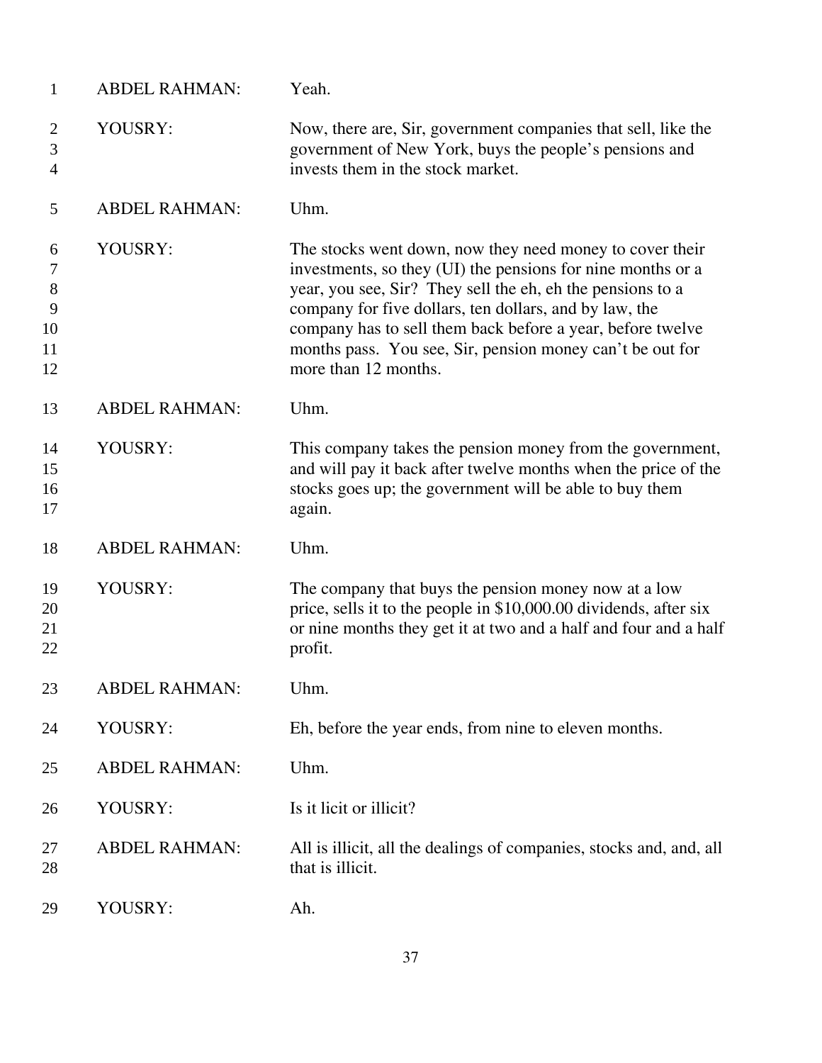| | |
|---|---|
| ABDEL RAHMAN: | Yeah. |
| YOUSRY: | Now, there are, Sir, government companies that sell, like the government of New York, buys the people's pensions and invests them in the stock market. |
| ABDEL RAHMAN: | Uhm. |
| YOUSRY: | The stocks went down, now they need money to cover their investments, so they (UI) the pensions for nine months or a year, you see, Sir? They sell the eh, eh the pensions to a company for five dollars, ten dollars, and by law, the company has to sell them back before a year, before twelve months pass. You see, Sir, pension money can't be out for more than 12 months. |
| ABDEL RAHMAN: | Uhm. |
| YOUSRY: | This company takes the pension money from the government, and will pay it back after twelve months when the price of the stocks goes up; the government will be able to buy them again. |
| ABDEL RAHMAN: | Uhm. |
| YOUSRY: | The company that buys the pension money now at a low price, sells it to the people in $10,000.00 dividends, after six or nine months they get it at two and a half and four and a half profit. |
| ABDEL RAHMAN: | Uhm. |
| YOUSRY: | Eh, before the year ends, from nine to eleven months. |
| ABDEL RAHMAN: | Uhm. |
| YOUSRY: | Is it licit or illicit? |
| ABDEL RAHMAN: | All is illicit, all the dealings of companies, stocks and, and, all that is illicit. |
| YOUSRY: | Ah. |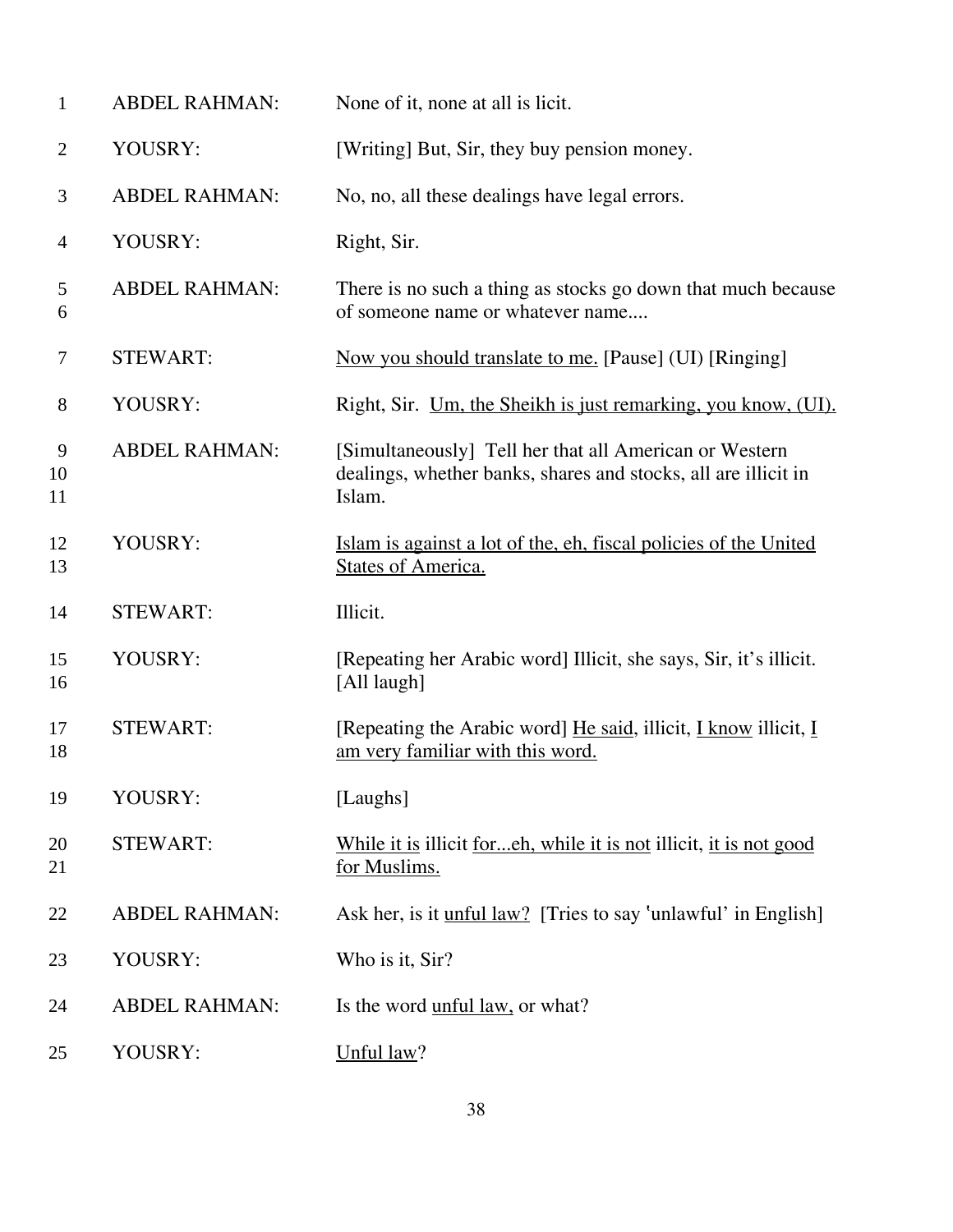| | | |
|---|---|---|
| 1 | ABDEL RAHMAN: | None of it, none at all is licit. |
| 2 | YOUSRY: | [Writing] But, Sir, they buy pension money. |
| 3 | ABDEL RAHMAN: | No, no, all these dealings have legal errors. |
| 4 | YOUSRY: | Right, Sir. |
| 5<br>6 | ABDEL RAHMAN: | There is no such a thing as stocks go down that much because of someone name or whatever name.... |
| 7 | STEWART: | <u>Now you should translate to me.</u> [Pause] (UI) [Ringing] |
| 8 | YOUSRY: | Right, Sir. <u>Um, the Sheikh is just remarking, you know, (UI).</u> |
| 9<br>10<br>11 | ABDEL RAHMAN: | [Simultaneously] Tell her that all American or Western dealings, whether banks, shares and stocks, all are illicit in Islam. |
| 12<br>13 | YOUSRY: | <u>Islam is against a lot of the, eh, fiscal policies of the United States of America.</u> |
| 14 | STEWART: | Illicit. |
| 15<br>16 | YOUSRY: | [Repeating her Arabic word] Illicit, she says, Sir, it's illicit. [All laugh] |
| 17<br>18 | STEWART: | [Repeating the Arabic word] <u>He said</u>, illicit, <u>I know</u> illicit, <u>I am very familiar with this word.</u> |
| 19 | YOUSRY: | [Laughs] |
| 20<br>21 | STEWART: | <u>While it is</u> illicit <u>for...eh, while it is not</u> illicit, <u>it is not good for Muslims.</u> |
| 22 | ABDEL RAHMAN: | Ask her, is it <u>unful law?</u> [Tries to say 'unlawful' in English] |
| 23 | YOUSRY: | Who is it, Sir? |
| 24 | ABDEL RAHMAN: | Is the word <u>unful law,</u> or what? |
| 25 | YOUSRY: | <u>Unful law</u>? |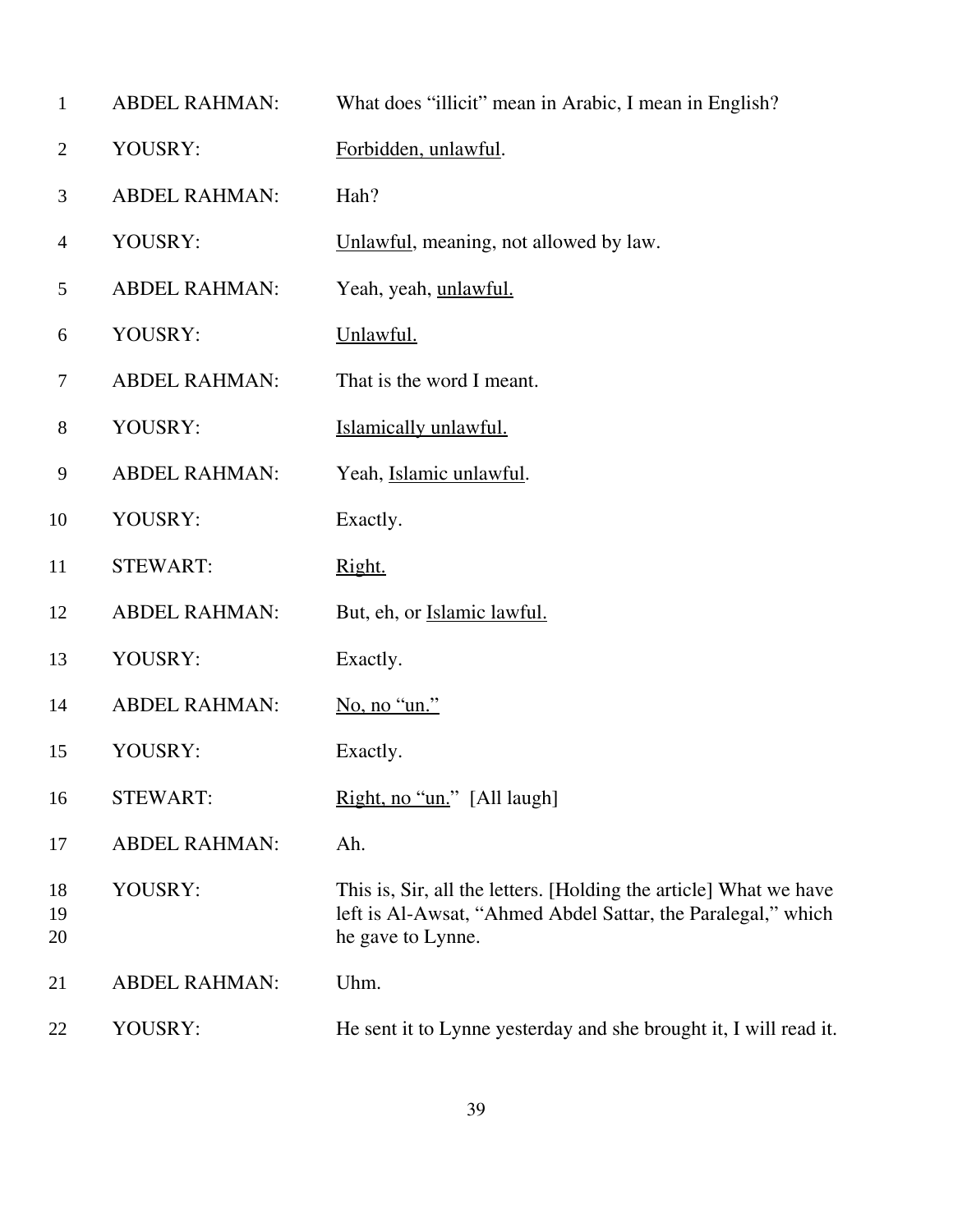| | | |
|---|---|---|
| 1 | ABDEL RAHMAN: | What does "illicit" mean in Arabic, I mean in English? |
| 2 | YOUSRY: | <u>Forbidden, unlawful</u>. |
| 3 | ABDEL RAHMAN: | Hah? |
| 4 | YOUSRY: | <u>Unlawful</u>, meaning, not allowed by law. |
| 5 | ABDEL RAHMAN: | Yeah, yeah, <u>unlawful.</u> |
| 6 | YOUSRY: | <u>Unlawful.</u> |
| 7 | ABDEL RAHMAN: | That is the word I meant. |
| 8 | YOUSRY: | <u>Islamically unlawful.</u> |
| 9 | ABDEL RAHMAN: | Yeah, <u>Islamic unlawful</u>. |
| 10 | YOUSRY: | Exactly. |
| 11 | STEWART: | <u>Right.</u> |
| 12 | ABDEL RAHMAN: | But, eh, or <u>Islamic lawful.</u> |
| 13 | YOUSRY: | Exactly. |
| 14 | ABDEL RAHMAN: | <u>No, no "un."</u> |
| 15 | YOUSRY: | Exactly. |
| 16 | STEWART: | <u>Right, no "un.</u>" [All laugh] |
| 17 | ABDEL RAHMAN: | Ah. |
| 18<br>19<br>20 | YOUSRY: | This is, Sir, all the letters. [Holding the article] What we have left is Al-Awsat, "Ahmed Abdel Sattar, the Paralegal," which he gave to Lynne. |
| 21 | ABDEL RAHMAN: | Uhm. |
| 22 | YOUSRY: | He sent it to Lynne yesterday and she brought it, I will read it. |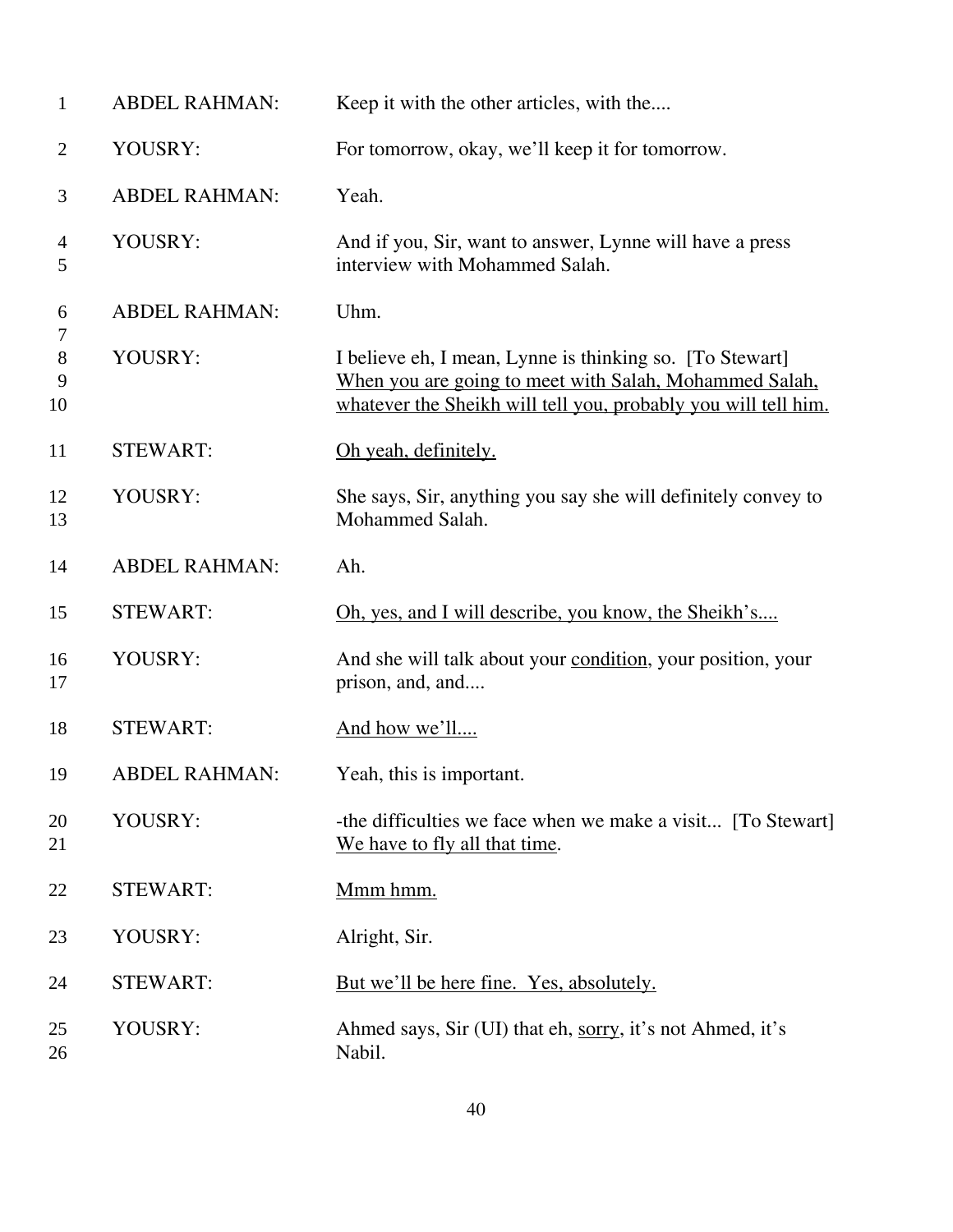| | | |
|---|---|---|
| 1 | ABDEL RAHMAN: | Keep it with the other articles, with the.... |
| 2 | YOUSRY: | For tomorrow, okay, we'll keep it for tomorrow. |
| 3 | ABDEL RAHMAN: | Yeah. |
| 4<br>5 | YOUSRY: | And if you, Sir, want to answer, Lynne will have a press interview with Mohammed Salah. |
| 6 | ABDEL RAHMAN: | Uhm. |
| 7<br>8<br>9<br>10 | YOUSRY: | I believe eh, I mean, Lynne is thinking so. [To Stewart] <u>When you are going to meet with Salah, Mohammed Salah, whatever the Sheikh will tell you, probably you will tell him.</u> |
| 11 | STEWART: | <u>Oh yeah, definitely.</u> |
| 12<br>13 | YOUSRY: | She says, Sir, anything you say she will definitely convey to Mohammed Salah. |
| 14 | ABDEL RAHMAN: | Ah. |
| 15 | STEWART: | <u>Oh, yes, and I will describe, you know, the Sheikh's....</u> |
| 16<br>17 | YOUSRY: | And she will talk about your <u>condition</u>, your position, your prison, and, and.... |
| 18 | STEWART: | <u>And how we'll....</u> |
| 19 | ABDEL RAHMAN: | Yeah, this is important. |
| 20<br>21 | YOUSRY: | -the difficulties we face when we make a visit... [To Stewart] <u>We have to fly all that time</u>. |
| 22 | STEWART: | <u>Mmm hmm.</u> |
| 23 | YOUSRY: | Alright, Sir. |
| 24 | STEWART: | <u>But we'll be here fine. Yes, absolutely.</u> |
| 25<br>26 | YOUSRY: | Ahmed says, Sir (UI) that eh, <u>sorry</u>, it's not Ahmed, it's Nabil. |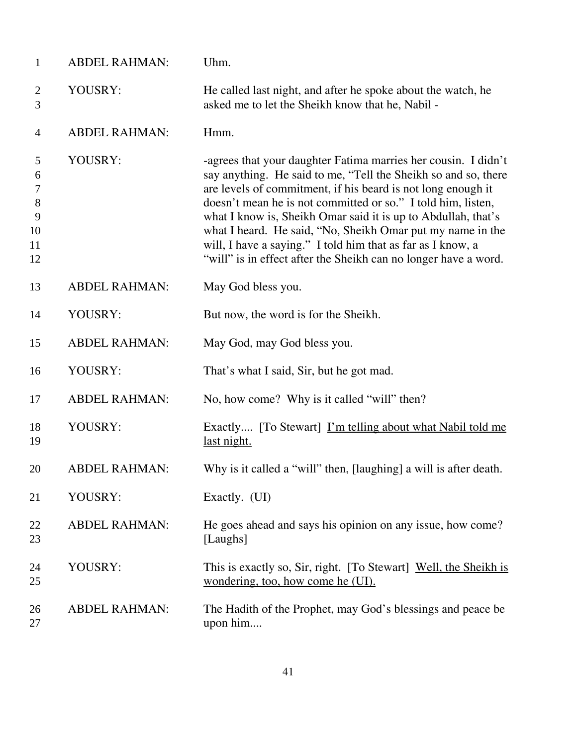1 ABDEL RAHMAN: Uhm.

2 YOUSRY: He called last night, and after he spoke about the watch, he
3 asked me to let the Sheikh know that he, Nabil -

4 ABDEL RAHMAN: Hmm.

5 YOUSRY: -agrees that your daughter Fatima marries her cousin. I didn't
6 say anything. He said to me, "Tell the Sheikh so and so, there
7 are levels of commitment, if his beard is not long enough it
8 doesn't mean he is not committed or so." I told him, listen,
9 what I know is, Sheikh Omar said it is up to Abdullah, that's
10 what I heard. He said, "No, Sheikh Omar put my name in the
11 will, I have a saying." I told him that as far as I know, a
12 "will" is in effect after the Sheikh can no longer have a word.

13 ABDEL RAHMAN: May God bless you.

14 YOUSRY: But now, the word is for the Sheikh.

15 ABDEL RAHMAN: May God, may God bless you.

16 YOUSRY: That's what I said, Sir, but he got mad.

17 ABDEL RAHMAN: No, how come? Why is it called "will" then?

18 YOUSRY: Exactly.... [To Stewart] <u>I'm telling about what Nabil told me</u>
19 <u>last night.</u>

20 ABDEL RAHMAN: Why is it called a "will" then, [laughing] a will is after death.

21 YOUSRY: Exactly. (UI)

22 ABDEL RAHMAN: He goes ahead and says his opinion on any issue, how come?
23 [Laughs]

24 YOUSRY: This is exactly so, Sir, right. [To Stewart] <u>Well, the Sheikh is</u>
25 <u>wondering, too, how come he (UI).</u>

26 ABDEL RAHMAN: The Hadith of the Prophet, may God's blessings and peace be
27 upon him....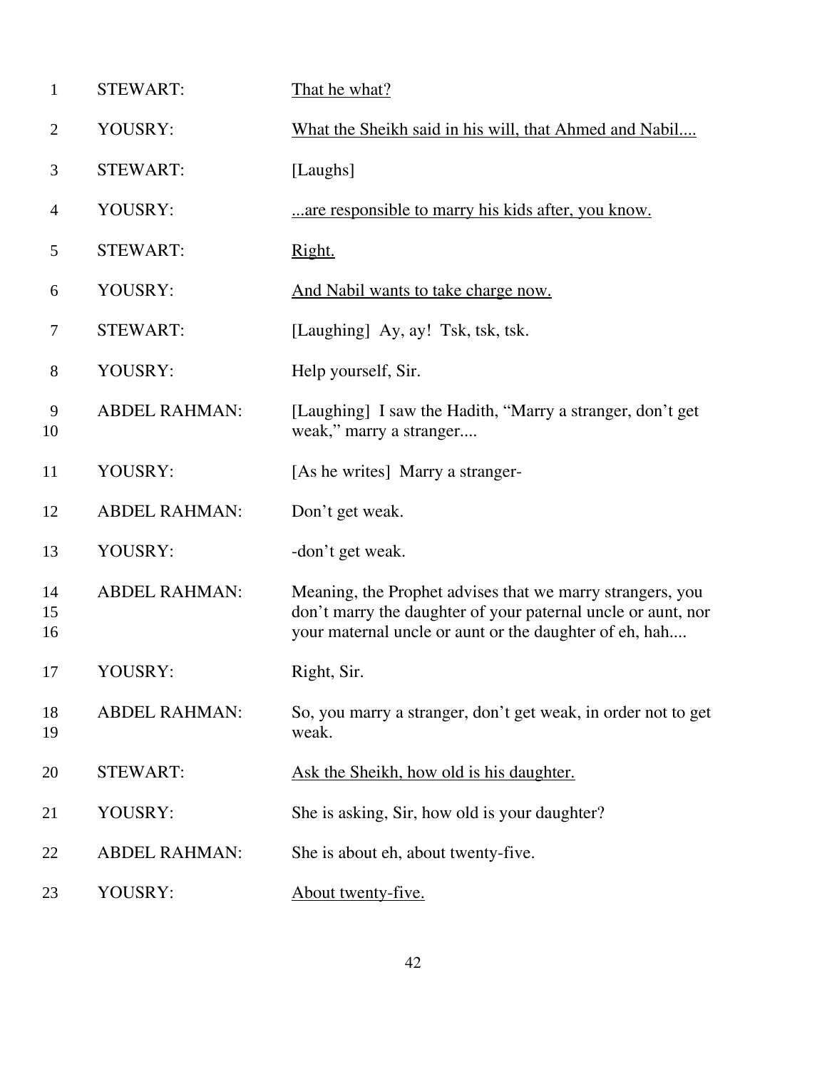| | | |
|---|---|---|
| 1 | STEWART: | <u>That he what?</u> |
| 2 | YOUSRY: | <u>What the Sheikh said in his will, that Ahmed and Nabil....</u> |
| 3 | STEWART: | [Laughs] |
| 4 | YOUSRY: | <u>...are responsible to marry his kids after, you know.</u> |
| 5 | STEWART: | <u>Right.</u> |
| 6 | YOUSRY: | <u>And Nabil wants to take charge now.</u> |
| 7 | STEWART: | [Laughing] Ay, ay! Tsk, tsk, tsk. |
| 8 | YOUSRY: | Help yourself, Sir. |
| 9<br>10 | ABDEL RAHMAN: | [Laughing] I saw the Hadith, "Marry a stranger, don't get weak," marry a stranger.... |
| 11 | YOUSRY: | [As he writes] Marry a stranger- |
| 12 | ABDEL RAHMAN: | Don't get weak. |
| 13 | YOUSRY: | -don't get weak. |
| 14<br>15<br>16 | ABDEL RAHMAN: | Meaning, the Prophet advises that we marry strangers, you don't marry the daughter of your paternal uncle or aunt, nor your maternal uncle or aunt or the daughter of eh, hah.... |
| 17 | YOUSRY: | Right, Sir. |
| 18<br>19 | ABDEL RAHMAN: | So, you marry a stranger, don't get weak, in order not to get weak. |
| 20 | STEWART: | <u>Ask the Sheikh, how old is his daughter.</u> |
| 21 | YOUSRY: | She is asking, Sir, how old is your daughter? |
| 22 | ABDEL RAHMAN: | She is about eh, about twenty-five. |
| 23 | YOUSRY: | <u>About twenty-five.</u> |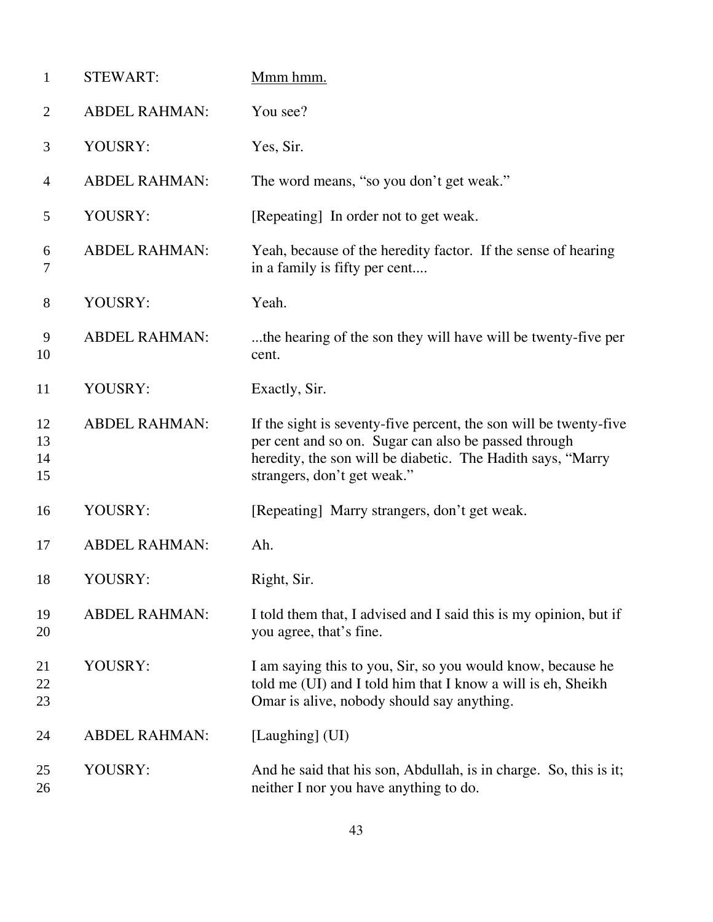| | | |
|---|---|---|
| 1 | STEWART: | Mmm hmm. |
| 2 | ABDEL RAHMAN: | You see? |
| 3 | YOUSRY: | Yes, Sir. |
| 4 | ABDEL RAHMAN: | The word means, "so you don't get weak." |
| 5 | YOUSRY: | [Repeating] In order not to get weak. |
| 6<br>7 | ABDEL RAHMAN: | Yeah, because of the heredity factor. If the sense of hearing in a family is fifty per cent.... |
| 8 | YOUSRY: | Yeah. |
| 9<br>10 | ABDEL RAHMAN: | ...the hearing of the son they will have will be twenty-five per cent. |
| 11 | YOUSRY: | Exactly, Sir. |
| 12<br>13<br>14<br>15 | ABDEL RAHMAN: | If the sight is seventy-five percent, the son will be twenty-five per cent and so on. Sugar can also be passed through heredity, the son will be diabetic. The Hadith says, "Marry strangers, don't get weak." |
| 16 | YOUSRY: | [Repeating] Marry strangers, don't get weak. |
| 17 | ABDEL RAHMAN: | Ah. |
| 18 | YOUSRY: | Right, Sir. |
| 19<br>20 | ABDEL RAHMAN: | I told them that, I advised and I said this is my opinion, but if you agree, that's fine. |
| 21<br>22<br>23 | YOUSRY: | I am saying this to you, Sir, so you would know, because he told me (UI) and I told him that I know a will is eh, Sheikh Omar is alive, nobody should say anything. |
| 24 | ABDEL RAHMAN: | [Laughing] (UI) |
| 25<br>26 | YOUSRY: | And he said that his son, Abdullah, is in charge. So, this is it; neither I nor you have anything to do. |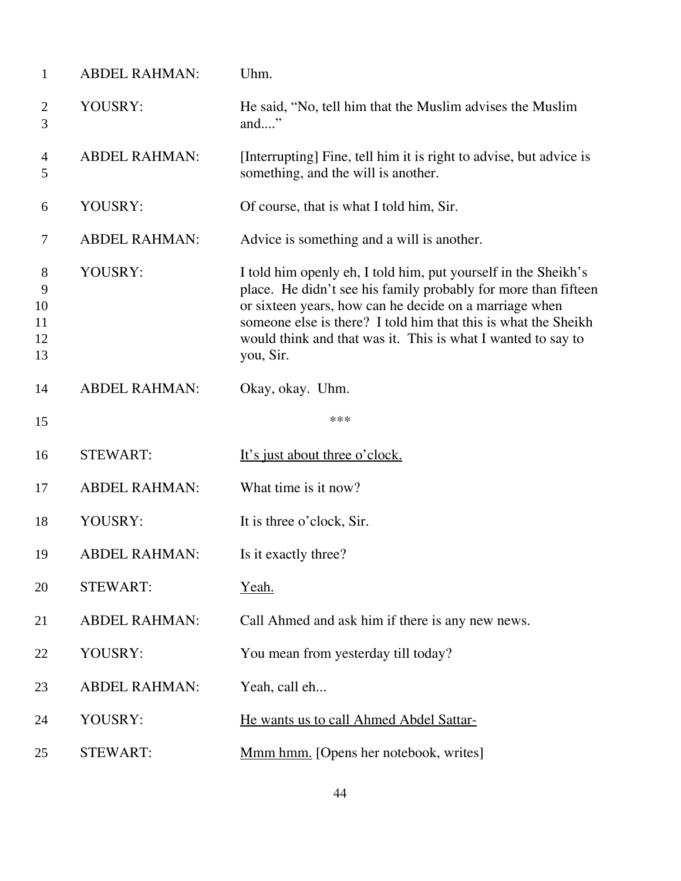| | | |
|---|---|---|
| 1 | ABDEL RAHMAN: | Uhm. |
| 2<br>3 | YOUSRY: | He said, "No, tell him that the Muslim advises the Muslim and...." |
| 4<br>5 | ABDEL RAHMAN: | [Interrupting] Fine, tell him it is right to advise, but advice is something, and the will is another. |
| 6 | YOUSRY: | Of course, that is what I told him, Sir. |
| 7 | ABDEL RAHMAN: | Advice is something and a will is another. |
| 8<br>9<br>10<br>11<br>12<br>13 | YOUSRY: | I told him openly eh, I told him, put yourself in the Sheikh's place. He didn't see his family probably for more than fifteen or sixteen years, how can he decide on a marriage when someone else is there? I told him that this is what the Sheikh would think and that was it. This is what I wanted to say to you, Sir. |
| 14 | ABDEL RAHMAN: | Okay, okay. Uhm. |
| 15 | | *** |
| 16 | STEWART: | <u>It's just about three o'clock.</u> |
| 17 | ABDEL RAHMAN: | What time is it now? |
| 18 | YOUSRY: | It is three o'clock, Sir. |
| 19 | ABDEL RAHMAN: | Is it exactly three? |
| 20 | STEWART: | <u>Yeah.</u> |
| 21 | ABDEL RAHMAN: | Call Ahmed and ask him if there is any new news. |
| 22 | YOUSRY: | You mean from yesterday till today? |
| 23 | ABDEL RAHMAN: | Yeah, call eh... |
| 24 | YOUSRY: | <u>He wants us to call Ahmed Abdel Sattar-</u> |
| 25 | STEWART: | <u>Mmm hmm.</u> [Opens her notebook, writes] |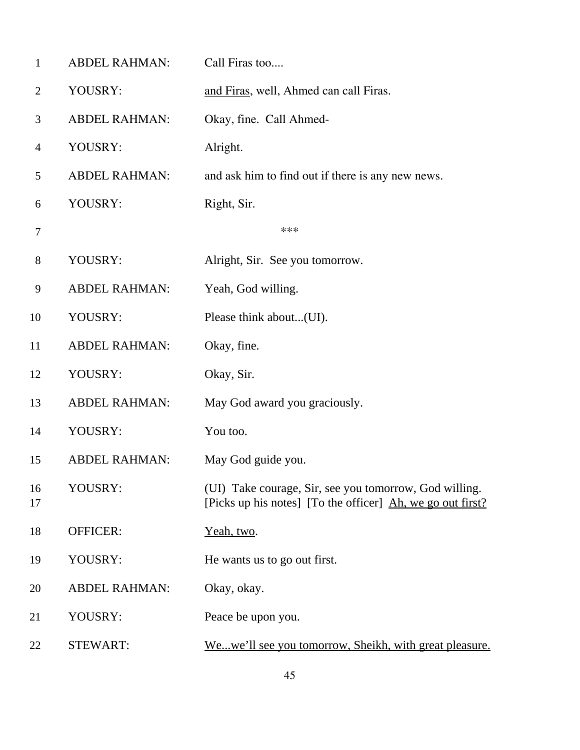| | | |
|---|---|---|
| 1 | ABDEL RAHMAN: | Call Firas too.... |
| 2 | YOUSRY: | <u>and Firas</u>, well, Ahmed can call Firas. |
| 3 | ABDEL RAHMAN: | Okay, fine. Call Ahmed- |
| 4 | YOUSRY: | Alright. |
| 5 | ABDEL RAHMAN: | and ask him to find out if there is any new news. |
| 6 | YOUSRY: | Right, Sir. |
| 7 | | *** |
| 8 | YOUSRY: | Alright, Sir. See you tomorrow. |
| 9 | ABDEL RAHMAN: | Yeah, God willing. |
| 10 | YOUSRY: | Please think about...(UI). |
| 11 | ABDEL RAHMAN: | Okay, fine. |
| 12 | YOUSRY: | Okay, Sir. |
| 13 | ABDEL RAHMAN: | May God award you graciously. |
| 14 | YOUSRY: | You too. |
| 15 | ABDEL RAHMAN: | May God guide you. |
| 16<br>17 | YOUSRY: | (UI) Take courage, Sir, see you tomorrow, God willing.<br>[Picks up his notes] [To the officer] <u>Ah, we go out first?</u> |
| 18 | OFFICER: | <u>Yeah, two</u>. |
| 19 | YOUSRY: | He wants us to go out first. |
| 20 | ABDEL RAHMAN: | Okay, okay. |
| 21 | YOUSRY: | Peace be upon you. |
| 22 | STEWART: | <u>We...we'll see you tomorrow, Sheikh, with great pleasure.</u> |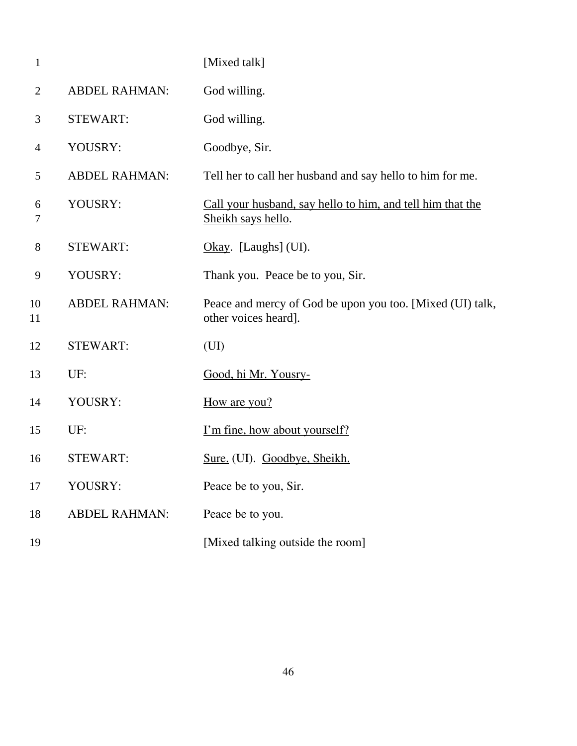| | | |
|---|---|---|
| 1 | | [Mixed talk] |
| 2 | ABDEL RAHMAN: | God willing. |
| 3 | STEWART: | God willing. |
| 4 | YOUSRY: | Goodbye, Sir. |
| 5 | ABDEL RAHMAN: | Tell her to call her husband and say hello to him for me. |
| 6<br>7 | YOUSRY: | <u>Call your husband, say hello to him, and tell him that the Sheikh says hello</u>. |
| 8 | STEWART: | <u>Okay</u>. [Laughs] (UI). |
| 9 | YOUSRY: | Thank you. Peace be to you, Sir. |
| 10<br>11 | ABDEL RAHMAN: | Peace and mercy of God be upon you too. [Mixed (UI) talk, other voices heard]. |
| 12 | STEWART: | (UI) |
| 13 | UF: | <u>Good, hi Mr. Yousry-</u> |
| 14 | YOUSRY: | <u>How are you?</u> |
| 15 | UF: | <u>I'm fine, how about yourself?</u> |
| 16 | STEWART: | <u>Sure.</u> (UI). <u>Goodbye, Sheikh.</u> |
| 17 | YOUSRY: | Peace be to you, Sir. |
| 18 | ABDEL RAHMAN: | Peace be to you. |
| 19 | | [Mixed talking outside the room] |